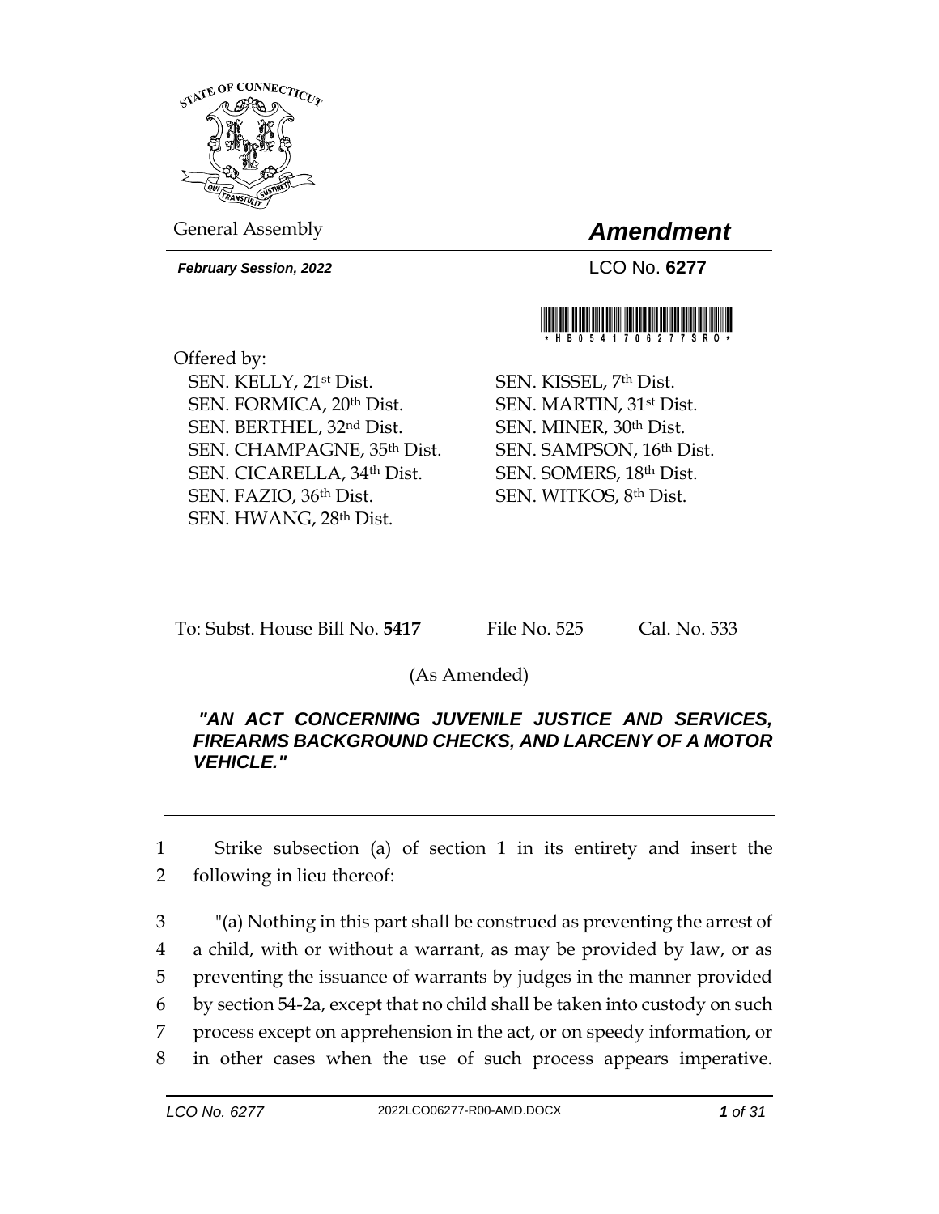STATE OF CONNECTICUT

General Assembly

# *Amendment*

***February Session, 2022***

LCO No. **6277**

\*HB05417062 77SRO\*

Offered by:

SEN. KELLY, 21st Dist.
SEN. FORMICA, 20th Dist.
SEN. BERTHEL, 32nd Dist.
SEN. CHAMPAGNE, 35th Dist.
SEN. CICARELLA, 34th Dist.
SEN. FAZIO, 36th Dist.
SEN. HWANG, 28th Dist.
SEN. KISSEL, 7th Dist.
SEN. MARTIN, 31st Dist.
SEN. MINER, 30th Dist.
SEN. SAMPSON, 16th Dist.
SEN. SOMERS, 18th Dist.
SEN. WITKOS, 8th Dist.

To: Subst. House Bill No. **5417** File No. 525 Cal. No. 533

(As Amended)

***"AN ACT CONCERNING JUVENILE JUSTICE AND SERVICES, FIREARMS BACKGROUND CHECKS, AND LARCENY OF A MOTOR VEHICLE."***

---

1 Strike subsection (a) of section 1 in its entirety and insert the
2 following in lieu thereof:

3 "(a) Nothing in this part shall be construed as preventing the arrest of
4 a child, with or without a warrant, as may be provided by law, or as
5 preventing the issuance of warrants by judges in the manner provided
6 by section 54-2a, except that no child shall be taken into custody on such
7 process except on apprehension in the act, or on speedy information, or
8 in other cases when the use of such process appears imperative.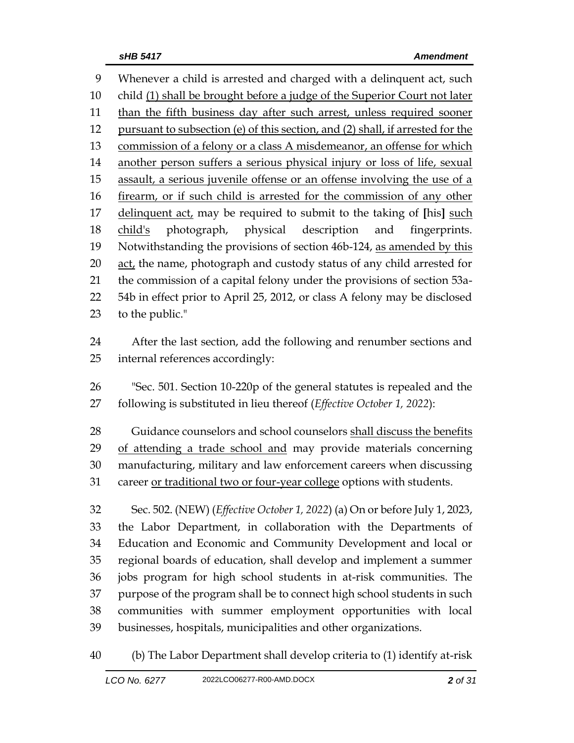Whenever a child is arrested and charged with a delinquent act, such child (1) shall be brought before a judge of the Superior Court not later than the fifth business day after such arrest, unless required sooner pursuant to subsection (e) of this section, and (2) shall, if arrested for the commission of a felony or a class A misdemeanor, an offense for which another person suffers a serious physical injury or loss of life, sexual assault, a serious juvenile offense or an offense involving the use of a firearm, or if such child is arrested for the commission of any other delinquent act, may be required to submit to the taking of [his] such child's photograph, physical description and fingerprints. Notwithstanding the provisions of section 46b-124, as amended by this act, the name, photograph and custody status of any child arrested for the commission of a capital felony under the provisions of section 53a-54b in effect prior to April 25, 2012, or class A felony may be disclosed to the public."

After the last section, add the following and renumber sections and internal references accordingly:

"Sec. 501. Section 10-220p of the general statutes is repealed and the following is substituted in lieu thereof (*Effective October 1, 2022*):

Guidance counselors and school counselors shall discuss the benefits of attending a trade school and may provide materials concerning manufacturing, military and law enforcement careers when discussing career or traditional two or four-year college options with students.

Sec. 502. (NEW) (*Effective October 1, 2022*) (a) On or before July 1, 2023, the Labor Department, in collaboration with the Departments of Education and Economic and Community Development and local or regional boards of education, shall develop and implement a summer jobs program for high school students in at-risk communities. The purpose of the program shall be to connect high school students in such communities with summer employment opportunities with local businesses, hospitals, municipalities and other organizations.

(b) The Labor Department shall develop criteria to (1) identify at-risk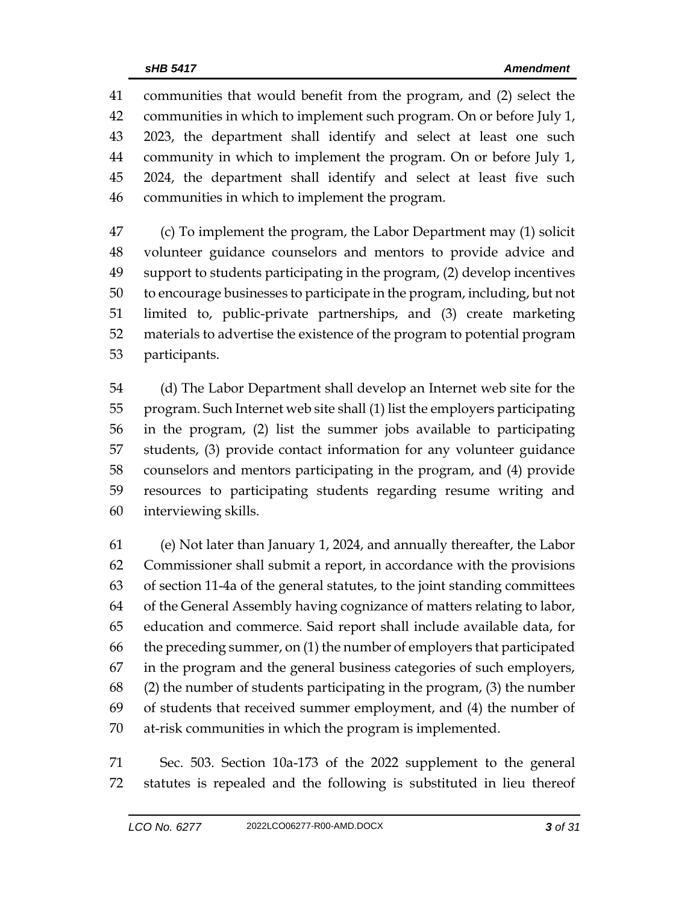communities that would benefit from the program, and (2) select the communities in which to implement such program. On or before July 1, 2023, the department shall identify and select at least one such community in which to implement the program. On or before July 1, 2024, the department shall identify and select at least five such communities in which to implement the program.

(c) To implement the program, the Labor Department may (1) solicit volunteer guidance counselors and mentors to provide advice and support to students participating in the program, (2) develop incentives to encourage businesses to participate in the program, including, but not limited to, public-private partnerships, and (3) create marketing materials to advertise the existence of the program to potential program participants.

(d) The Labor Department shall develop an Internet web site for the program. Such Internet web site shall (1) list the employers participating in the program, (2) list the summer jobs available to participating students, (3) provide contact information for any volunteer guidance counselors and mentors participating in the program, and (4) provide resources to participating students regarding resume writing and interviewing skills.

(e) Not later than January 1, 2024, and annually thereafter, the Labor Commissioner shall submit a report, in accordance with the provisions of section 11-4a of the general statutes, to the joint standing committees of the General Assembly having cognizance of matters relating to labor, education and commerce. Said report shall include available data, for the preceding summer, on (1) the number of employers that participated in the program and the general business categories of such employers, (2) the number of students participating in the program, (3) the number of students that received summer employment, and (4) the number of at-risk communities in which the program is implemented.

Sec. 503. Section 10a-173 of the 2022 supplement to the general statutes is repealed and the following is substituted in lieu thereof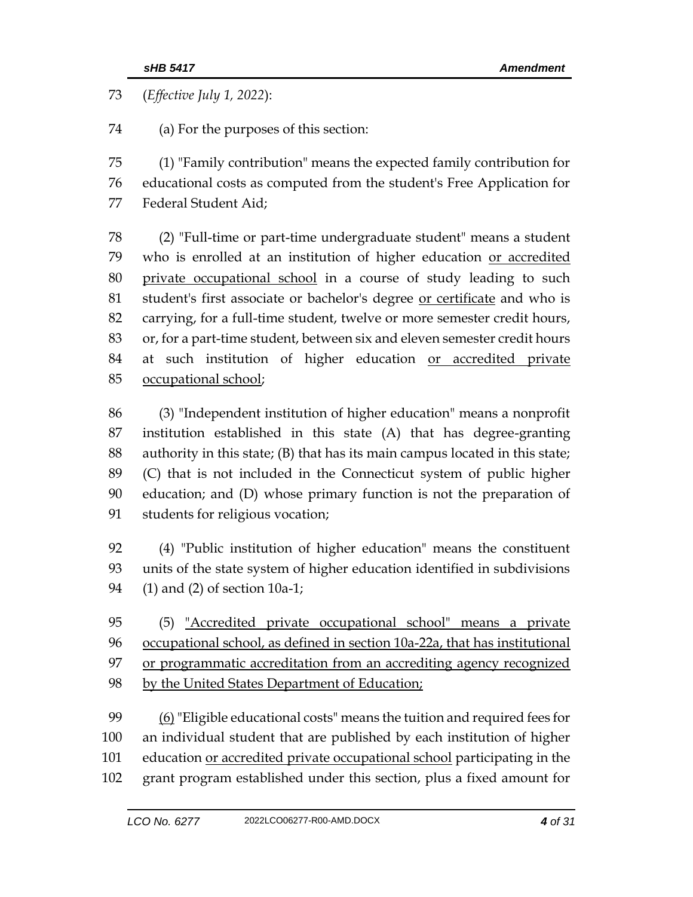(*Effective July 1, 2022*):

(a) For the purposes of this section:

(1) "Family contribution" means the expected family contribution for educational costs as computed from the student's Free Application for Federal Student Aid;

(2) "Full-time or part-time undergraduate student" means a student who is enrolled at an institution of higher education <u>or accredited private occupational school</u> in a course of study leading to such student's first associate or bachelor's degree <u>or certificate</u> and who is carrying, for a full-time student, twelve or more semester credit hours, or, for a part-time student, between six and eleven semester credit hours at such institution of higher education <u>or accredited private occupational school</u>;

(3) "Independent institution of higher education" means a nonprofit institution established in this state (A) that has degree-granting authority in this state; (B) that has its main campus located in this state; (C) that is not included in the Connecticut system of public higher education; and (D) whose primary function is not the preparation of students for religious vocation;

(4) "Public institution of higher education" means the constituent units of the state system of higher education identified in subdivisions (1) and (2) of section 10a-1;

(5) <u>"Accredited private occupational school" means a private occupational school, as defined in section 10a-22a, that has institutional or programmatic accreditation from an accrediting agency recognized by the United States Department of Education;</u>

<u>(6)</u> "Eligible educational costs" means the tuition and required fees for an individual student that are published by each institution of higher education <u>or accredited private occupational school</u> participating in the grant program established under this section, plus a fixed amount for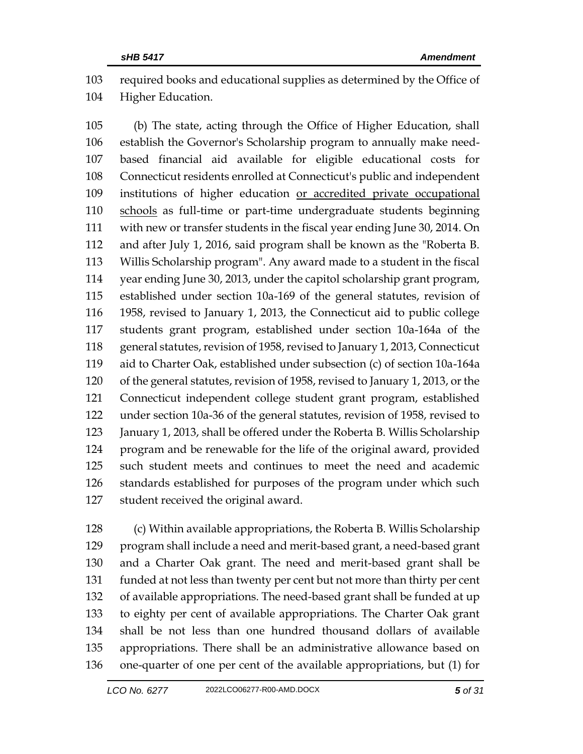required books and educational supplies as determined by the Office of Higher Education.

(b) The state, acting through the Office of Higher Education, shall establish the Governor's Scholarship program to annually make need-based financial aid available for eligible educational costs for Connecticut residents enrolled at Connecticut's public and independent institutions of higher education <u>or accredited private occupational schools</u> as full-time or part-time undergraduate students beginning with new or transfer students in the fiscal year ending June 30, 2014. On and after July 1, 2016, said program shall be known as the "Roberta B. Willis Scholarship program". Any award made to a student in the fiscal year ending June 30, 2013, under the capitol scholarship grant program, established under section 10a-169 of the general statutes, revision of 1958, revised to January 1, 2013, the Connecticut aid to public college students grant program, established under section 10a-164a of the general statutes, revision of 1958, revised to January 1, 2013, Connecticut aid to Charter Oak, established under subsection (c) of section 10a-164a of the general statutes, revision of 1958, revised to January 1, 2013, or the Connecticut independent college student grant program, established under section 10a-36 of the general statutes, revision of 1958, revised to January 1, 2013, shall be offered under the Roberta B. Willis Scholarship program and be renewable for the life of the original award, provided such student meets and continues to meet the need and academic standards established for purposes of the program under which such student received the original award.

(c) Within available appropriations, the Roberta B. Willis Scholarship program shall include a need and merit-based grant, a need-based grant and a Charter Oak grant. The need and merit-based grant shall be funded at not less than twenty per cent but not more than thirty per cent of available appropriations. The need-based grant shall be funded at up to eighty per cent of available appropriations. The Charter Oak grant shall be not less than one hundred thousand dollars of available appropriations. There shall be an administrative allowance based on one-quarter of one per cent of the available appropriations, but (1) for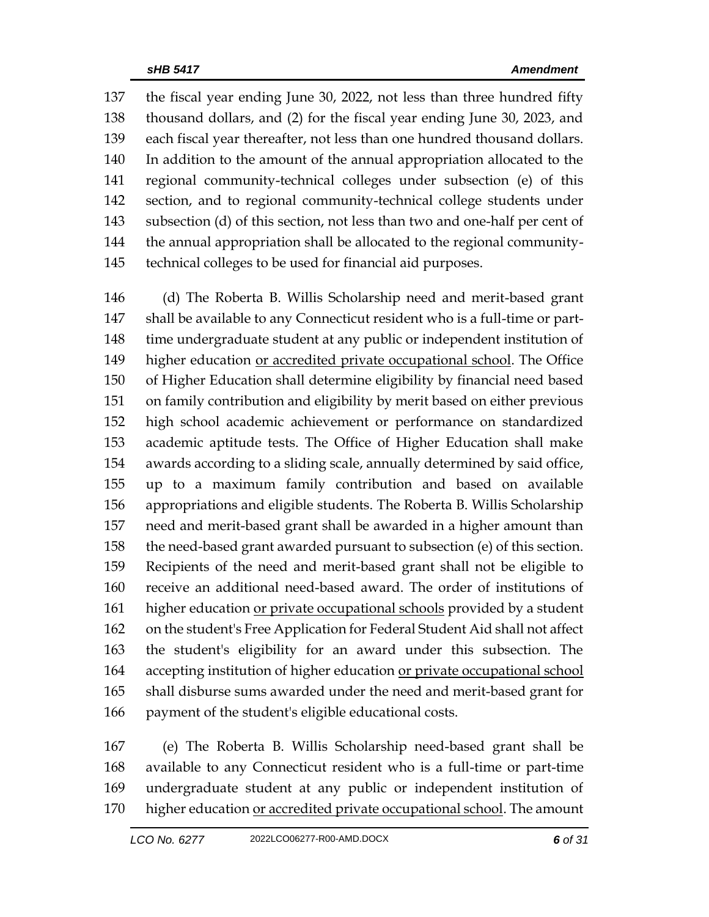137 the fiscal year ending June 30, 2022, not less than three hundred fifty
138 thousand dollars, and (2) for the fiscal year ending June 30, 2023, and
139 each fiscal year thereafter, not less than one hundred thousand dollars.
140 In addition to the amount of the annual appropriation allocated to the
141 regional community-technical colleges under subsection (e) of this
142 section, and to regional community-technical college students under
143 subsection (d) of this section, not less than two and one-half per cent of
144 the annual appropriation shall be allocated to the regional community-
145 technical colleges to be used for financial aid purposes.

146 (d) The Roberta B. Willis Scholarship need and merit-based grant
147 shall be available to any Connecticut resident who is a full-time or part-
148 time undergraduate student at any public or independent institution of
149 higher education <u>or accredited private occupational school</u>. The Office
150 of Higher Education shall determine eligibility by financial need based
151 on family contribution and eligibility by merit based on either previous
152 high school academic achievement or performance on standardized
153 academic aptitude tests. The Office of Higher Education shall make
154 awards according to a sliding scale, annually determined by said office,
155 up to a maximum family contribution and based on available
156 appropriations and eligible students. The Roberta B. Willis Scholarship
157 need and merit-based grant shall be awarded in a higher amount than
158 the need-based grant awarded pursuant to subsection (e) of this section.
159 Recipients of the need and merit-based grant shall not be eligible to
160 receive an additional need-based award. The order of institutions of
161 higher education <u>or private occupational schools</u> provided by a student
162 on the student's Free Application for Federal Student Aid shall not affect
163 the student's eligibility for an award under this subsection. The
164 accepting institution of higher education <u>or private occupational school</u>
165 shall disburse sums awarded under the need and merit-based grant for
166 payment of the student's eligible educational costs.

167 (e) The Roberta B. Willis Scholarship need-based grant shall be
168 available to any Connecticut resident who is a full-time or part-time
169 undergraduate student at any public or independent institution of
170 higher education <u>or accredited private occupational school</u>. The amount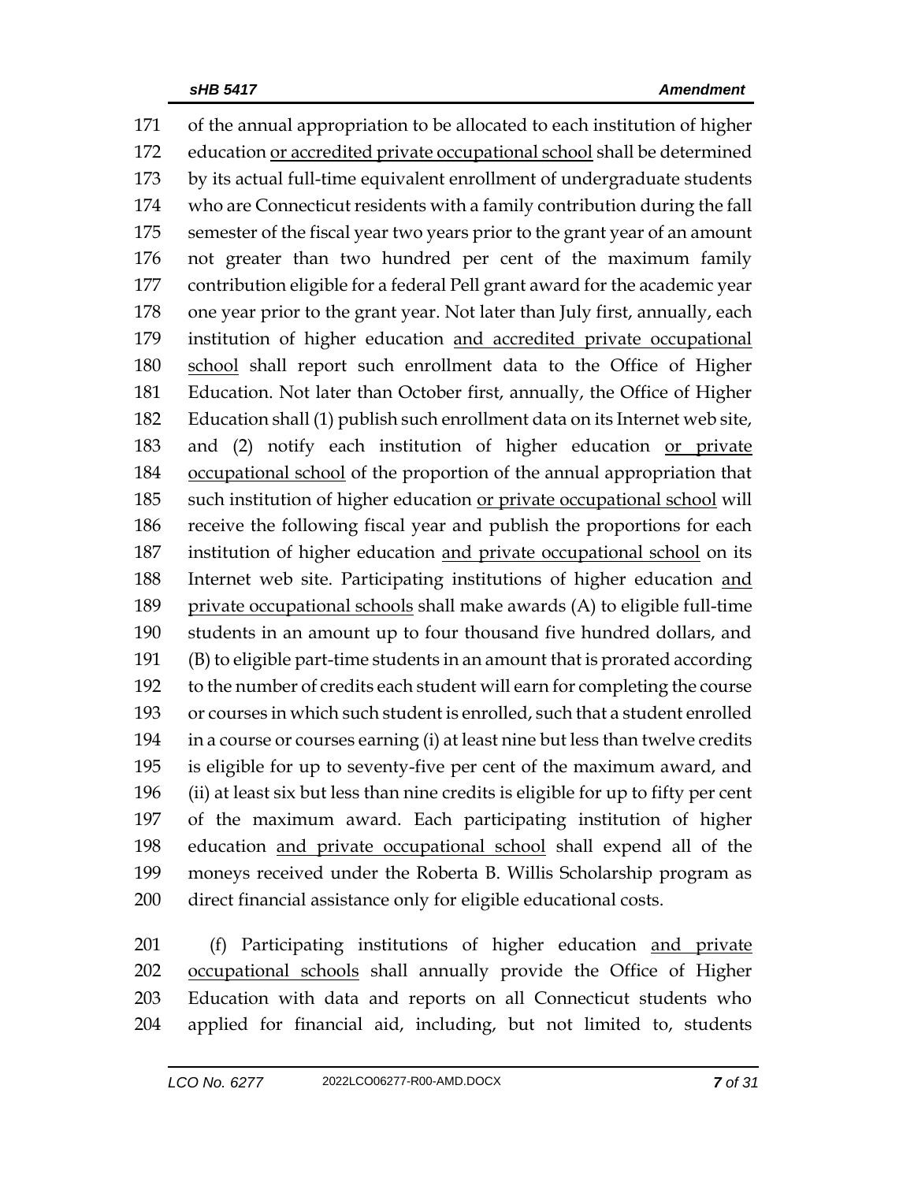of the annual appropriation to be allocated to each institution of higher education <u>or accredited private occupational school</u> shall be determined by its actual full-time equivalent enrollment of undergraduate students who are Connecticut residents with a family contribution during the fall semester of the fiscal year two years prior to the grant year of an amount not greater than two hundred per cent of the maximum family contribution eligible for a federal Pell grant award for the academic year one year prior to the grant year. Not later than July first, annually, each institution of higher education <u>and accredited private occupational school</u> shall report such enrollment data to the Office of Higher Education. Not later than October first, annually, the Office of Higher Education shall (1) publish such enrollment data on its Internet web site, and (2) notify each institution of higher education <u>or private occupational school</u> of the proportion of the annual appropriation that such institution of higher education <u>or private occupational school</u> will receive the following fiscal year and publish the proportions for each institution of higher education <u>and private occupational school</u> on its Internet web site. Participating institutions of higher education <u>and private occupational schools</u> shall make awards (A) to eligible full-time students in an amount up to four thousand five hundred dollars, and (B) to eligible part-time students in an amount that is prorated according to the number of credits each student will earn for completing the course or courses in which such student is enrolled, such that a student enrolled in a course or courses earning (i) at least nine but less than twelve credits is eligible for up to seventy-five per cent of the maximum award, and (ii) at least six but less than nine credits is eligible for up to fifty per cent of the maximum award. Each participating institution of higher education <u>and private occupational school</u> shall expend all of the moneys received under the Roberta B. Willis Scholarship program as direct financial assistance only for eligible educational costs.

(f) Participating institutions of higher education <u>and private occupational schools</u> shall annually provide the Office of Higher Education with data and reports on all Connecticut students who applied for financial aid, including, but not limited to, students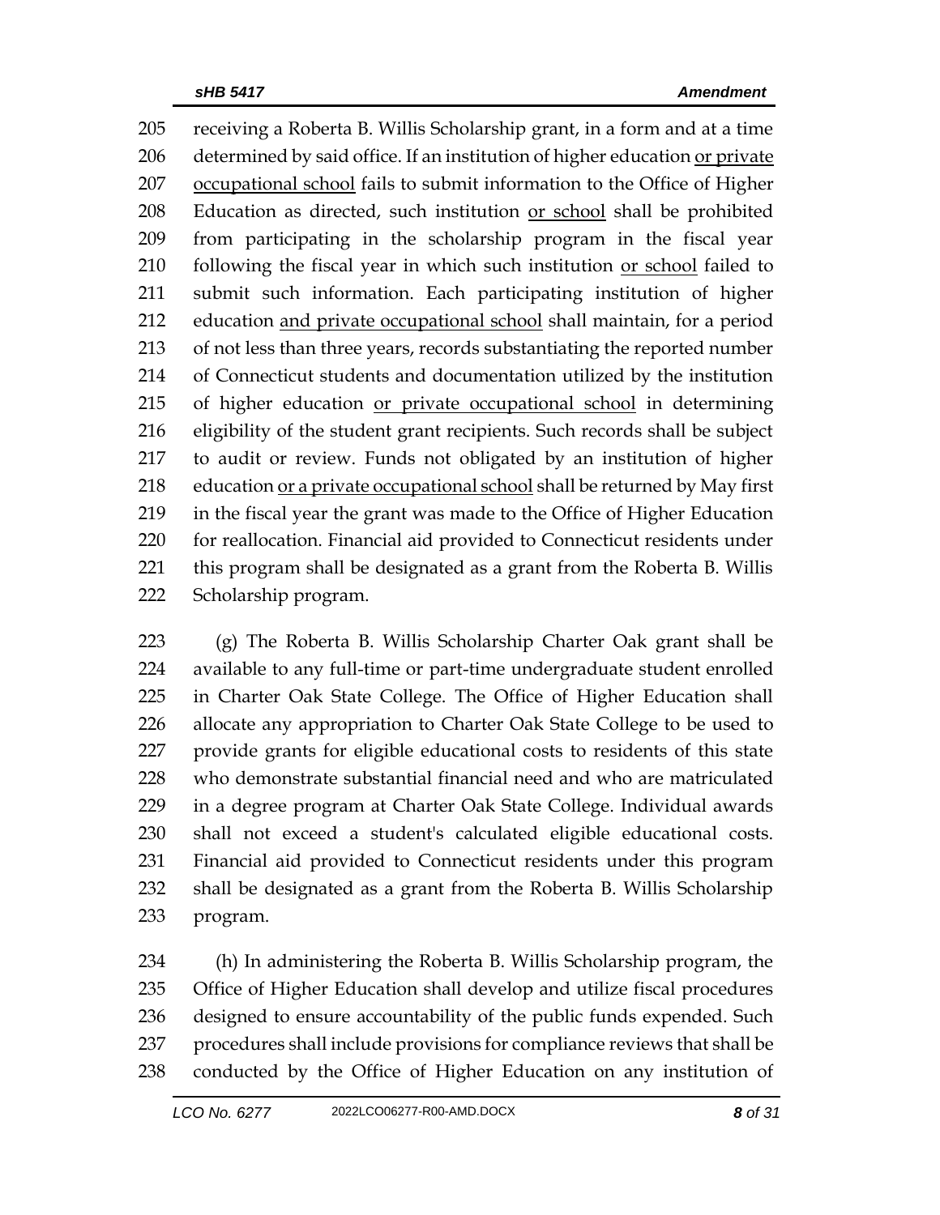205 receiving a Roberta B. Willis Scholarship grant, in a form and at a time
206 determined by said office. If an institution of higher education <u>or private</u>
207 <u>occupational school</u> fails to submit information to the Office of Higher
208 Education as directed, such institution <u>or school</u> shall be prohibited
209 from participating in the scholarship program in the fiscal year
210 following the fiscal year in which such institution <u>or school</u> failed to
211 submit such information. Each participating institution of higher
212 education <u>and private occupational school</u> shall maintain, for a period
213 of not less than three years, records substantiating the reported number
214 of Connecticut students and documentation utilized by the institution
215 of higher education <u>or private occupational school</u> in determining
216 eligibility of the student grant recipients. Such records shall be subject
217 to audit or review. Funds not obligated by an institution of higher
218 education <u>or a private occupational school</u> shall be returned by May first
219 in the fiscal year the grant was made to the Office of Higher Education
220 for reallocation. Financial aid provided to Connecticut residents under
221 this program shall be designated as a grant from the Roberta B. Willis
222 Scholarship program.

223 (g) The Roberta B. Willis Scholarship Charter Oak grant shall be
224 available to any full-time or part-time undergraduate student enrolled
225 in Charter Oak State College. The Office of Higher Education shall
226 allocate any appropriation to Charter Oak State College to be used to
227 provide grants for eligible educational costs to residents of this state
228 who demonstrate substantial financial need and who are matriculated
229 in a degree program at Charter Oak State College. Individual awards
230 shall not exceed a student's calculated eligible educational costs.
231 Financial aid provided to Connecticut residents under this program
232 shall be designated as a grant from the Roberta B. Willis Scholarship
233 program.

234 (h) In administering the Roberta B. Willis Scholarship program, the
235 Office of Higher Education shall develop and utilize fiscal procedures
236 designed to ensure accountability of the public funds expended. Such
237 procedures shall include provisions for compliance reviews that shall be
238 conducted by the Office of Higher Education on any institution of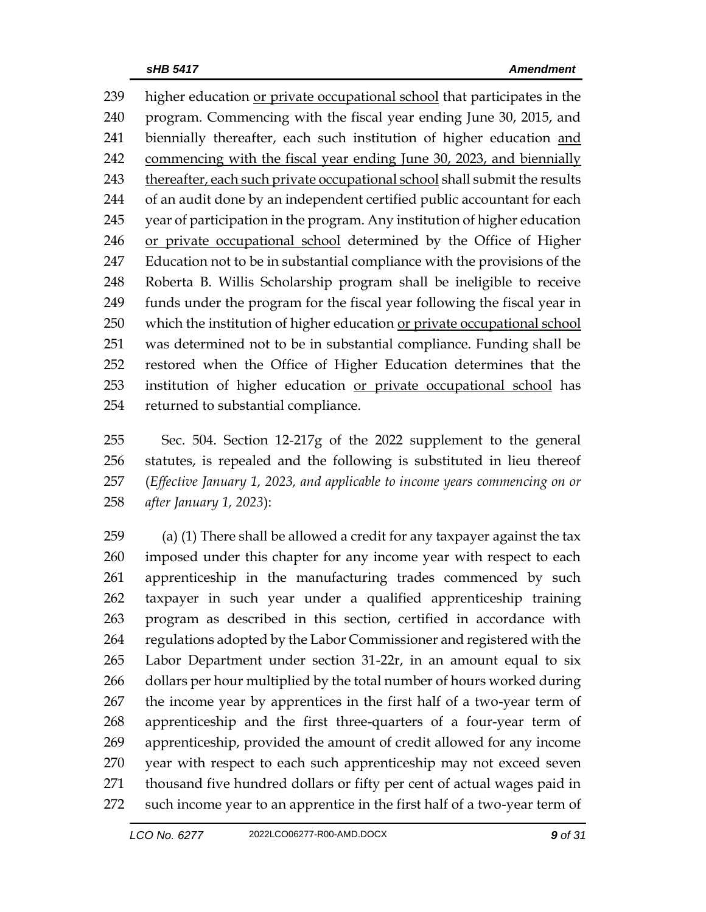higher education <u>or private occupational school</u> that participates in the program. Commencing with the fiscal year ending June 30, 2015, and biennially thereafter, each such institution of higher education <u>and commencing with the fiscal year ending June 30, 2023, and biennially thereafter, each such private occupational school</u> shall submit the results of an audit done by an independent certified public accountant for each year of participation in the program. Any institution of higher education <u>or private occupational school</u> determined by the Office of Higher Education not to be in substantial compliance with the provisions of the Roberta B. Willis Scholarship program shall be ineligible to receive funds under the program for the fiscal year following the fiscal year in which the institution of higher education <u>or private occupational school</u> was determined not to be in substantial compliance. Funding shall be restored when the Office of Higher Education determines that the institution of higher education <u>or private occupational school</u> has returned to substantial compliance.

Sec. 504. Section 12-217g of the 2022 supplement to the general statutes, is repealed and the following is substituted in lieu thereof (*Effective January 1, 2023, and applicable to income years commencing on or after January 1, 2023*):

(a) (1) There shall be allowed a credit for any taxpayer against the tax imposed under this chapter for any income year with respect to each apprenticeship in the manufacturing trades commenced by such taxpayer in such year under a qualified apprenticeship training program as described in this section, certified in accordance with regulations adopted by the Labor Commissioner and registered with the Labor Department under section 31-22r, in an amount equal to six dollars per hour multiplied by the total number of hours worked during the income year by apprentices in the first half of a two-year term of apprenticeship and the first three-quarters of a four-year term of apprenticeship, provided the amount of credit allowed for any income year with respect to each such apprenticeship may not exceed seven thousand five hundred dollars or fifty per cent of actual wages paid in such income year to an apprentice in the first half of a two-year term of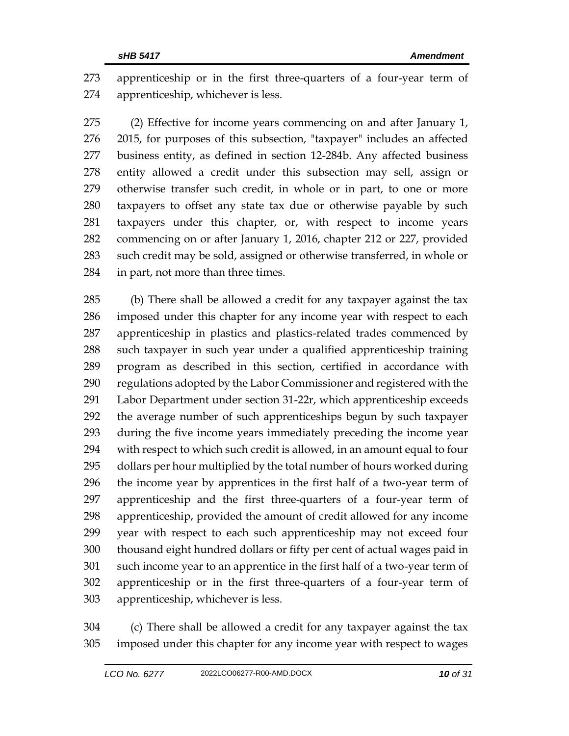apprenticeship or in the first three-quarters of a four-year term of apprenticeship, whichever is less.

(2) Effective for income years commencing on and after January 1, 2015, for purposes of this subsection, "taxpayer" includes an affected business entity, as defined in section 12-284b. Any affected business entity allowed a credit under this subsection may sell, assign or otherwise transfer such credit, in whole or in part, to one or more taxpayers to offset any state tax due or otherwise payable by such taxpayers under this chapter, or, with respect to income years commencing on or after January 1, 2016, chapter 212 or 227, provided such credit may be sold, assigned or otherwise transferred, in whole or in part, not more than three times.

(b) There shall be allowed a credit for any taxpayer against the tax imposed under this chapter for any income year with respect to each apprenticeship in plastics and plastics-related trades commenced by such taxpayer in such year under a qualified apprenticeship training program as described in this section, certified in accordance with regulations adopted by the Labor Commissioner and registered with the Labor Department under section 31-22r, which apprenticeship exceeds the average number of such apprenticeships begun by such taxpayer during the five income years immediately preceding the income year with respect to which such credit is allowed, in an amount equal to four dollars per hour multiplied by the total number of hours worked during the income year by apprentices in the first half of a two-year term of apprenticeship and the first three-quarters of a four-year term of apprenticeship, provided the amount of credit allowed for any income year with respect to each such apprenticeship may not exceed four thousand eight hundred dollars or fifty per cent of actual wages paid in such income year to an apprentice in the first half of a two-year term of apprenticeship or in the first three-quarters of a four-year term of apprenticeship, whichever is less.

(c) There shall be allowed a credit for any taxpayer against the tax imposed under this chapter for any income year with respect to wages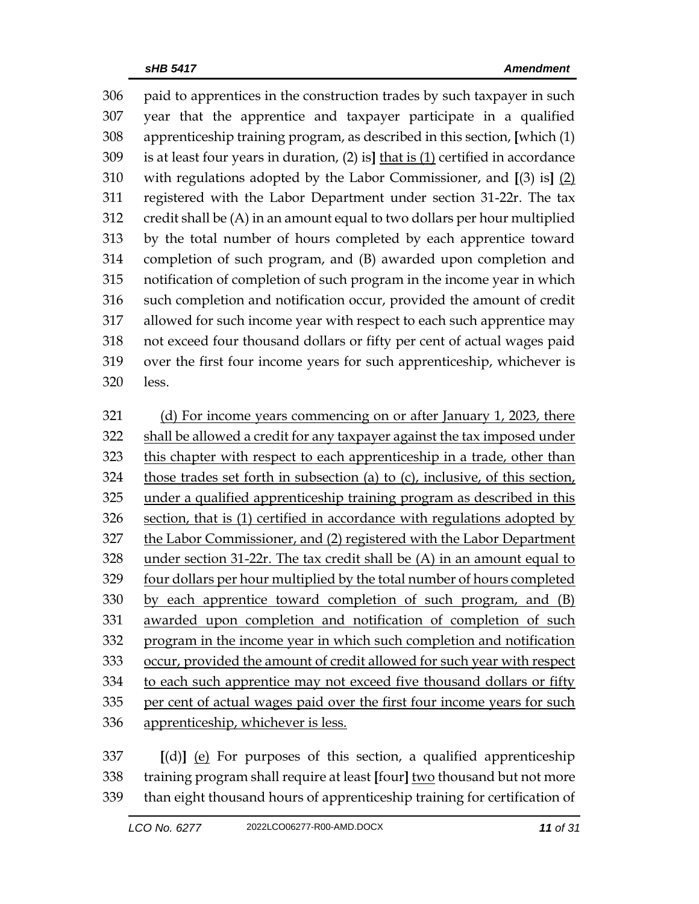306 paid to apprentices in the construction trades by such taxpayer in such
307 year that the apprentice and taxpayer participate in a qualified
308 apprenticeship training program, as described in this section, [which (1)
309 is at least four years in duration, (2) is] <u>that is (1)</u> certified in accordance
310 with regulations adopted by the Labor Commissioner, and [(3) is] <u>(2)</u>
311 registered with the Labor Department under section 31-22r. The tax
312 credit shall be (A) in an amount equal to two dollars per hour multiplied
313 by the total number of hours completed by each apprentice toward
314 completion of such program, and (B) awarded upon completion and
315 notification of completion of such program in the income year in which
316 such completion and notification occur, provided the amount of credit
317 allowed for such income year with respect to each such apprentice may
318 not exceed four thousand dollars or fifty per cent of actual wages paid
319 over the first four income years for such apprenticeship, whichever is
320 less.

321 <u>(d) For income years commencing on or after January 1, 2023, there</u>
322 <u>shall be allowed a credit for any taxpayer against the tax imposed under</u>
323 <u>this chapter with respect to each apprenticeship in a trade, other than</u>
324 <u>those trades set forth in subsection (a) to (c), inclusive, of this section,</u>
325 <u>under a qualified apprenticeship training program as described in this</u>
326 <u>section, that is (1) certified in accordance with regulations adopted by</u>
327 <u>the Labor Commissioner, and (2) registered with the Labor Department</u>
328 <u>under section 31-22r. The tax credit shall be (A) in an amount equal to</u>
329 <u>four dollars per hour multiplied by the total number of hours completed</u>
330 <u>by each apprentice toward completion of such program, and (B)</u>
331 <u>awarded upon completion and notification of completion of such</u>
332 <u>program in the income year in which such completion and notification</u>
333 <u>occur, provided the amount of credit allowed for such year with respect</u>
334 <u>to each such apprentice may not exceed five thousand dollars or fifty</u>
335 <u>per cent of actual wages paid over the first four income years for such</u>
336 <u>apprenticeship, whichever is less.</u>

337 [(d)] <u>(e)</u> For purposes of this section, a qualified apprenticeship
338 training program shall require at least [four] <u>two</u> thousand but not more
339 than eight thousand hours of apprenticeship training for certification of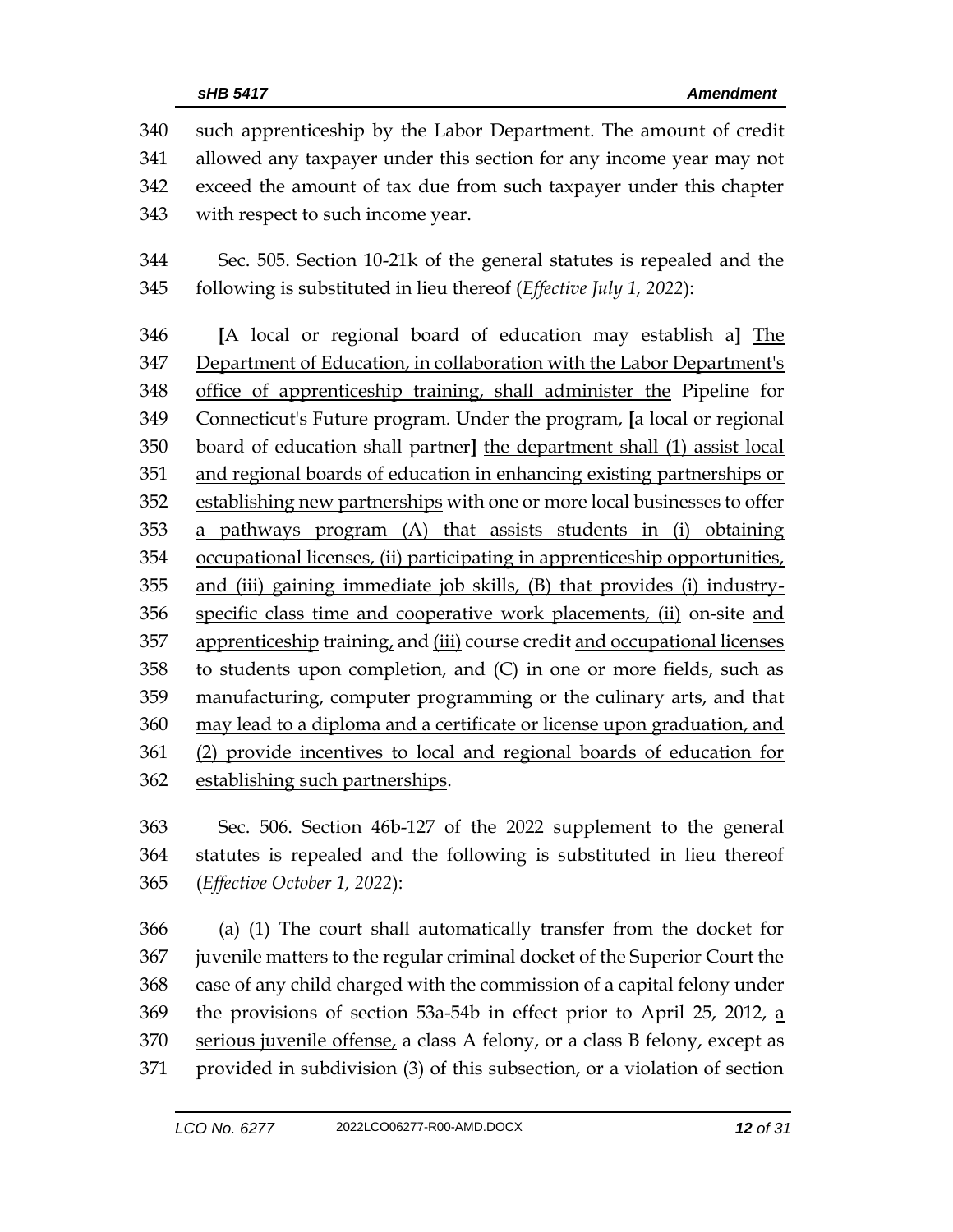such apprenticeship by the Labor Department. The amount of credit allowed any taxpayer under this section for any income year may not exceed the amount of tax due from such taxpayer under this chapter with respect to such income year.

Sec. 505. Section 10-21k of the general statutes is repealed and the following is substituted in lieu thereof (*Effective July 1, 2022*):

[A local or regional board of education may establish a] The Department of Education, in collaboration with the Labor Department's office of apprenticeship training, shall administer the Pipeline for Connecticut's Future program. Under the program, [a local or regional board of education shall partner] the department shall (1) assist local and regional boards of education in enhancing existing partnerships or establishing new partnerships with one or more local businesses to offer a pathways program (A) that assists students in (i) obtaining occupational licenses, (ii) participating in apprenticeship opportunities, and (iii) gaining immediate job skills, (B) that provides (i) industry-specific class time and cooperative work placements, (ii) on-site and apprenticeship training, and (iii) course credit and occupational licenses to students upon completion, and (C) in one or more fields, such as manufacturing, computer programming or the culinary arts, and that may lead to a diploma and a certificate or license upon graduation, and (2) provide incentives to local and regional boards of education for establishing such partnerships.

Sec. 506. Section 46b-127 of the 2022 supplement to the general statutes is repealed and the following is substituted in lieu thereof (*Effective October 1, 2022*):

(a) (1) The court shall automatically transfer from the docket for juvenile matters to the regular criminal docket of the Superior Court the case of any child charged with the commission of a capital felony under the provisions of section 53a-54b in effect prior to April 25, 2012, a serious juvenile offense, a class A felony, or a class B felony, except as provided in subdivision (3) of this subsection, or a violation of section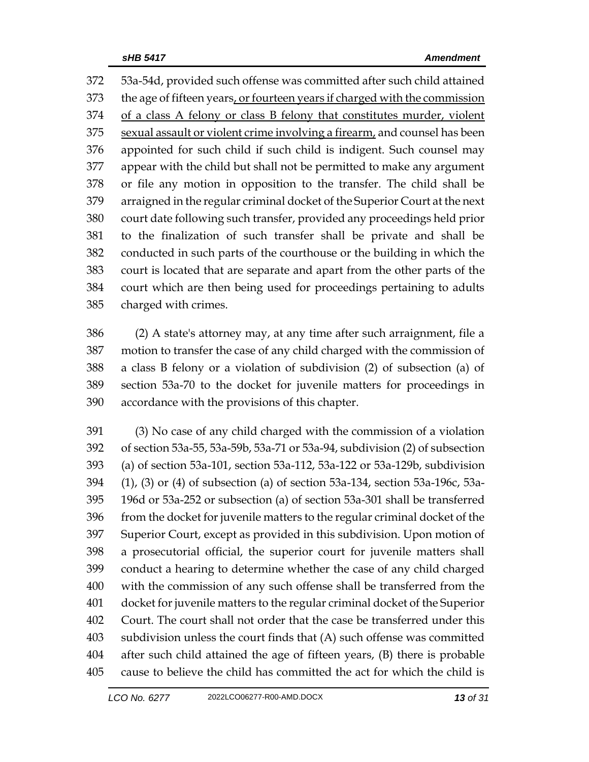53a-54d, provided such offense was committed after such child attained the age of fifteen years, or fourteen years if charged with the commission of a class A felony or class B felony that constitutes murder, violent sexual assault or violent crime involving a firearm, and counsel has been appointed for such child if such child is indigent. Such counsel may appear with the child but shall not be permitted to make any argument or file any motion in opposition to the transfer. The child shall be arraigned in the regular criminal docket of the Superior Court at the next court date following such transfer, provided any proceedings held prior to the finalization of such transfer shall be private and shall be conducted in such parts of the courthouse or the building in which the court is located that are separate and apart from the other parts of the court which are then being used for proceedings pertaining to adults charged with crimes.

(2) A state's attorney may, at any time after such arraignment, file a motion to transfer the case of any child charged with the commission of a class B felony or a violation of subdivision (2) of subsection (a) of section 53a-70 to the docket for juvenile matters for proceedings in accordance with the provisions of this chapter.

(3) No case of any child charged with the commission of a violation of section 53a-55, 53a-59b, 53a-71 or 53a-94, subdivision (2) of subsection (a) of section 53a-101, section 53a-112, 53a-122 or 53a-129b, subdivision (1), (3) or (4) of subsection (a) of section 53a-134, section 53a-196c, 53a-196d or 53a-252 or subsection (a) of section 53a-301 shall be transferred from the docket for juvenile matters to the regular criminal docket of the Superior Court, except as provided in this subdivision. Upon motion of a prosecutorial official, the superior court for juvenile matters shall conduct a hearing to determine whether the case of any child charged with the commission of any such offense shall be transferred from the docket for juvenile matters to the regular criminal docket of the Superior Court. The court shall not order that the case be transferred under this subdivision unless the court finds that (A) such offense was committed after such child attained the age of fifteen years, (B) there is probable cause to believe the child has committed the act for which the child is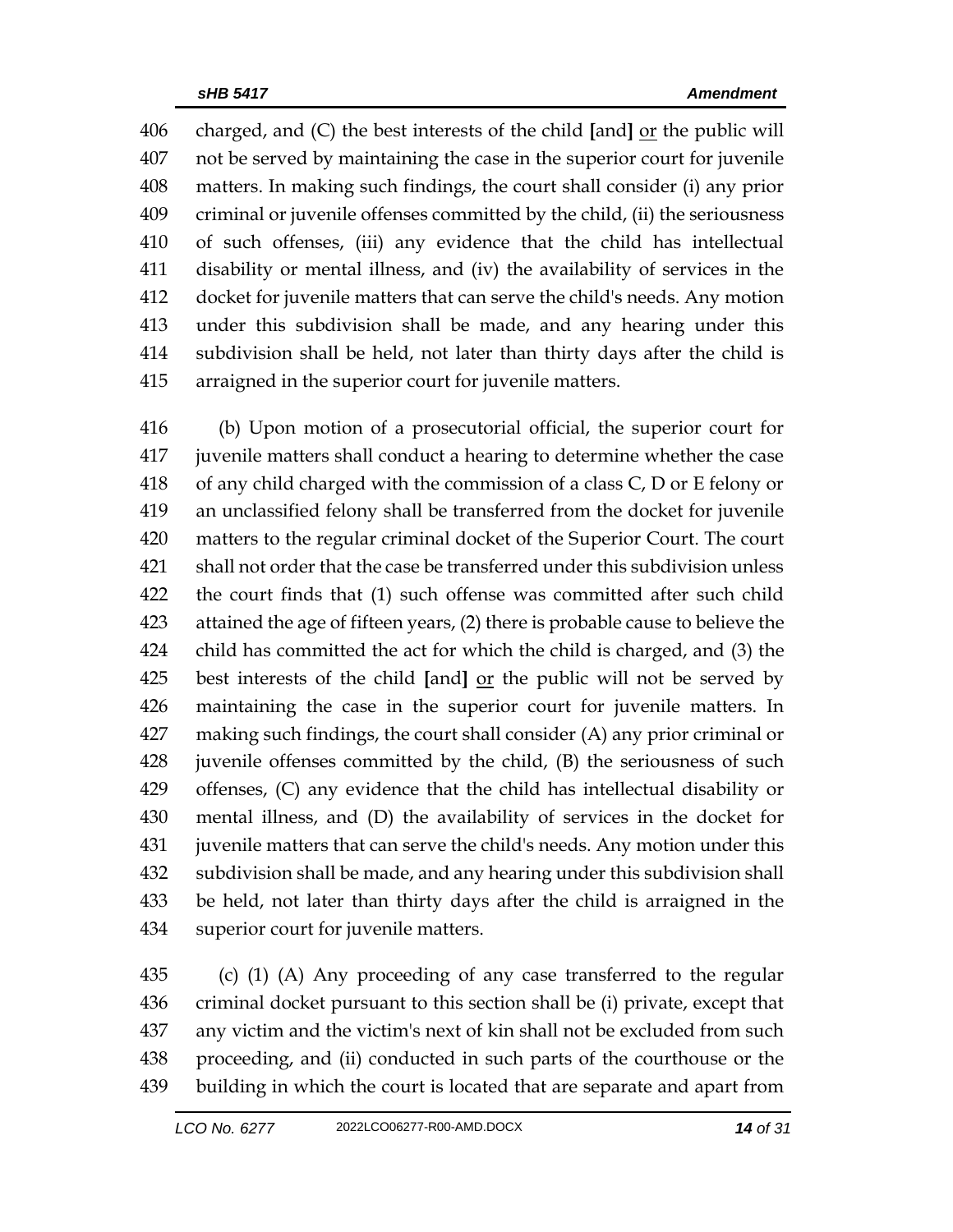charged, and (C) the best interests of the child [and] <u>or</u> the public will not be served by maintaining the case in the superior court for juvenile matters. In making such findings, the court shall consider (i) any prior criminal or juvenile offenses committed by the child, (ii) the seriousness of such offenses, (iii) any evidence that the child has intellectual disability or mental illness, and (iv) the availability of services in the docket for juvenile matters that can serve the child's needs. Any motion under this subdivision shall be made, and any hearing under this subdivision shall be held, not later than thirty days after the child is arraigned in the superior court for juvenile matters.

(b) Upon motion of a prosecutorial official, the superior court for juvenile matters shall conduct a hearing to determine whether the case of any child charged with the commission of a class C, D or E felony or an unclassified felony shall be transferred from the docket for juvenile matters to the regular criminal docket of the Superior Court. The court shall not order that the case be transferred under this subdivision unless the court finds that (1) such offense was committed after such child attained the age of fifteen years, (2) there is probable cause to believe the child has committed the act for which the child is charged, and (3) the best interests of the child [and] <u>or</u> the public will not be served by maintaining the case in the superior court for juvenile matters. In making such findings, the court shall consider (A) any prior criminal or juvenile offenses committed by the child, (B) the seriousness of such offenses, (C) any evidence that the child has intellectual disability or mental illness, and (D) the availability of services in the docket for juvenile matters that can serve the child's needs. Any motion under this subdivision shall be made, and any hearing under this subdivision shall be held, not later than thirty days after the child is arraigned in the superior court for juvenile matters.

(c) (1) (A) Any proceeding of any case transferred to the regular criminal docket pursuant to this section shall be (i) private, except that any victim and the victim's next of kin shall not be excluded from such proceeding, and (ii) conducted in such parts of the courthouse or the building in which the court is located that are separate and apart from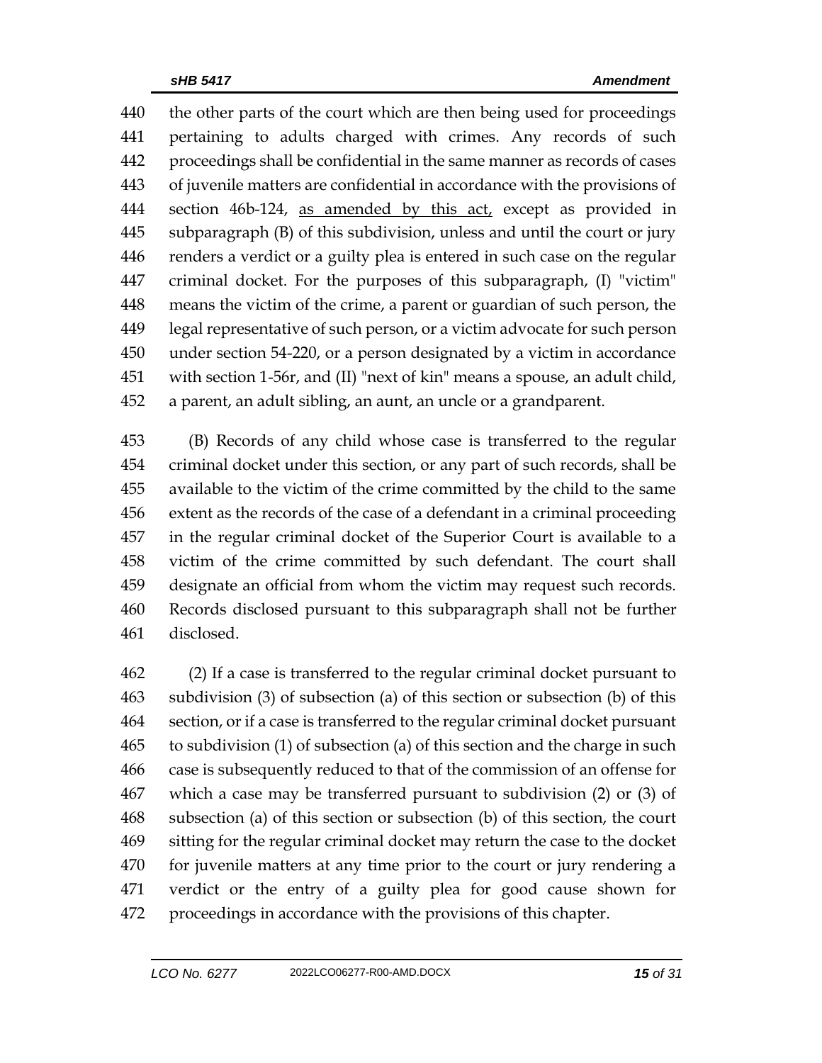the other parts of the court which are then being used for proceedings pertaining to adults charged with crimes. Any records of such proceedings shall be confidential in the same manner as records of cases of juvenile matters are confidential in accordance with the provisions of section 46b-124, <u>as amended by this act,</u> except as provided in subparagraph (B) of this subdivision, unless and until the court or jury renders a verdict or a guilty plea is entered in such case on the regular criminal docket. For the purposes of this subparagraph, (I) "victim" means the victim of the crime, a parent or guardian of such person, the legal representative of such person, or a victim advocate for such person under section 54-220, or a person designated by a victim in accordance with section 1-56r, and (II) "next of kin" means a spouse, an adult child, a parent, an adult sibling, an aunt, an uncle or a grandparent.

(B) Records of any child whose case is transferred to the regular criminal docket under this section, or any part of such records, shall be available to the victim of the crime committed by the child to the same extent as the records of the case of a defendant in a criminal proceeding in the regular criminal docket of the Superior Court is available to a victim of the crime committed by such defendant. The court shall designate an official from whom the victim may request such records. Records disclosed pursuant to this subparagraph shall not be further disclosed.

(2) If a case is transferred to the regular criminal docket pursuant to subdivision (3) of subsection (a) of this section or subsection (b) of this section, or if a case is transferred to the regular criminal docket pursuant to subdivision (1) of subsection (a) of this section and the charge in such case is subsequently reduced to that of the commission of an offense for which a case may be transferred pursuant to subdivision (2) or (3) of subsection (a) of this section or subsection (b) of this section, the court sitting for the regular criminal docket may return the case to the docket for juvenile matters at any time prior to the court or jury rendering a verdict or the entry of a guilty plea for good cause shown for proceedings in accordance with the provisions of this chapter.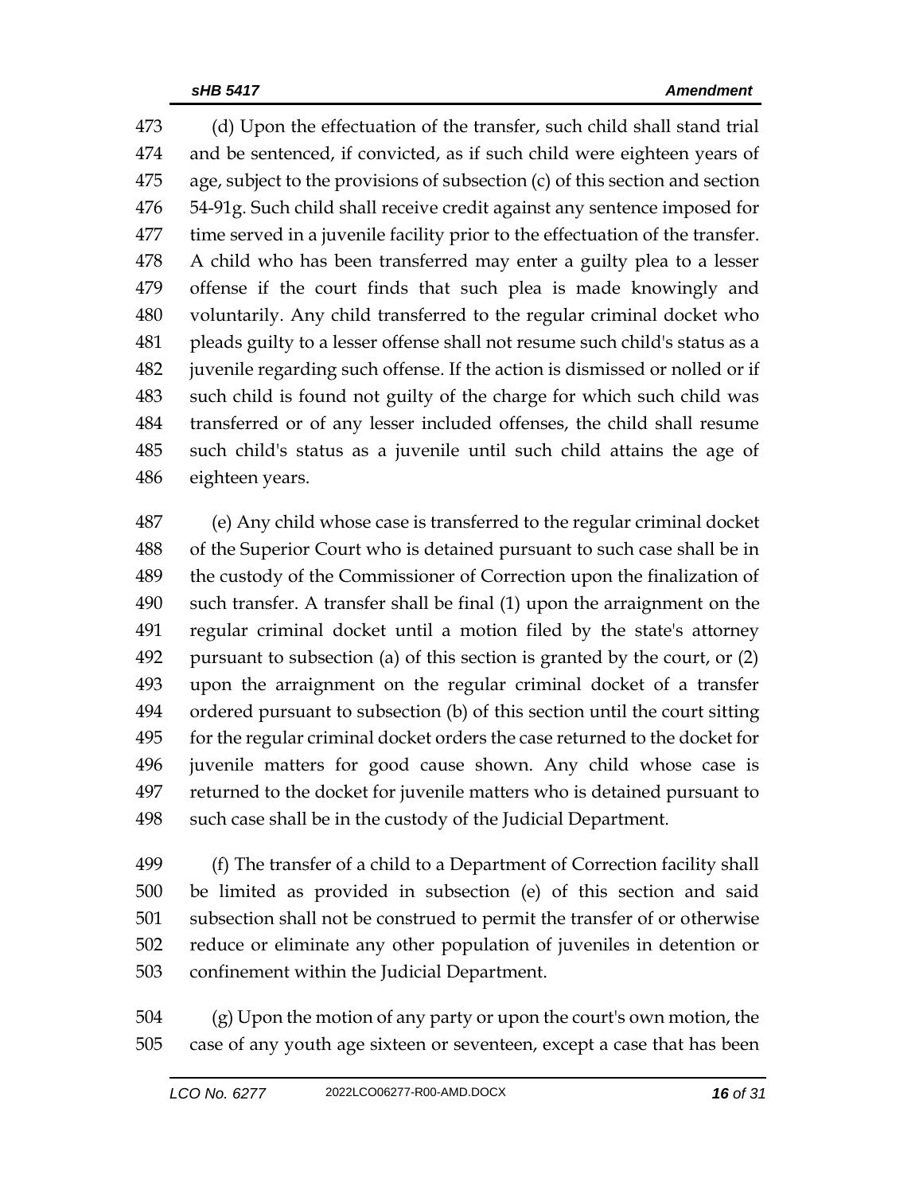(d) Upon the effectuation of the transfer, such child shall stand trial and be sentenced, if convicted, as if such child were eighteen years of age, subject to the provisions of subsection (c) of this section and section 54-91g. Such child shall receive credit against any sentence imposed for time served in a juvenile facility prior to the effectuation of the transfer. A child who has been transferred may enter a guilty plea to a lesser offense if the court finds that such plea is made knowingly and voluntarily. Any child transferred to the regular criminal docket who pleads guilty to a lesser offense shall not resume such child's status as a juvenile regarding such offense. If the action is dismissed or nolled or if such child is found not guilty of the charge for which such child was transferred or of any lesser included offenses, the child shall resume such child's status as a juvenile until such child attains the age of eighteen years.

(e) Any child whose case is transferred to the regular criminal docket of the Superior Court who is detained pursuant to such case shall be in the custody of the Commissioner of Correction upon the finalization of such transfer. A transfer shall be final (1) upon the arraignment on the regular criminal docket until a motion filed by the state's attorney pursuant to subsection (a) of this section is granted by the court, or (2) upon the arraignment on the regular criminal docket of a transfer ordered pursuant to subsection (b) of this section until the court sitting for the regular criminal docket orders the case returned to the docket for juvenile matters for good cause shown. Any child whose case is returned to the docket for juvenile matters who is detained pursuant to such case shall be in the custody of the Judicial Department.

(f) The transfer of a child to a Department of Correction facility shall be limited as provided in subsection (e) of this section and said subsection shall not be construed to permit the transfer of or otherwise reduce or eliminate any other population of juveniles in detention or confinement within the Judicial Department.

(g) Upon the motion of any party or upon the court's own motion, the case of any youth age sixteen or seventeen, except a case that has been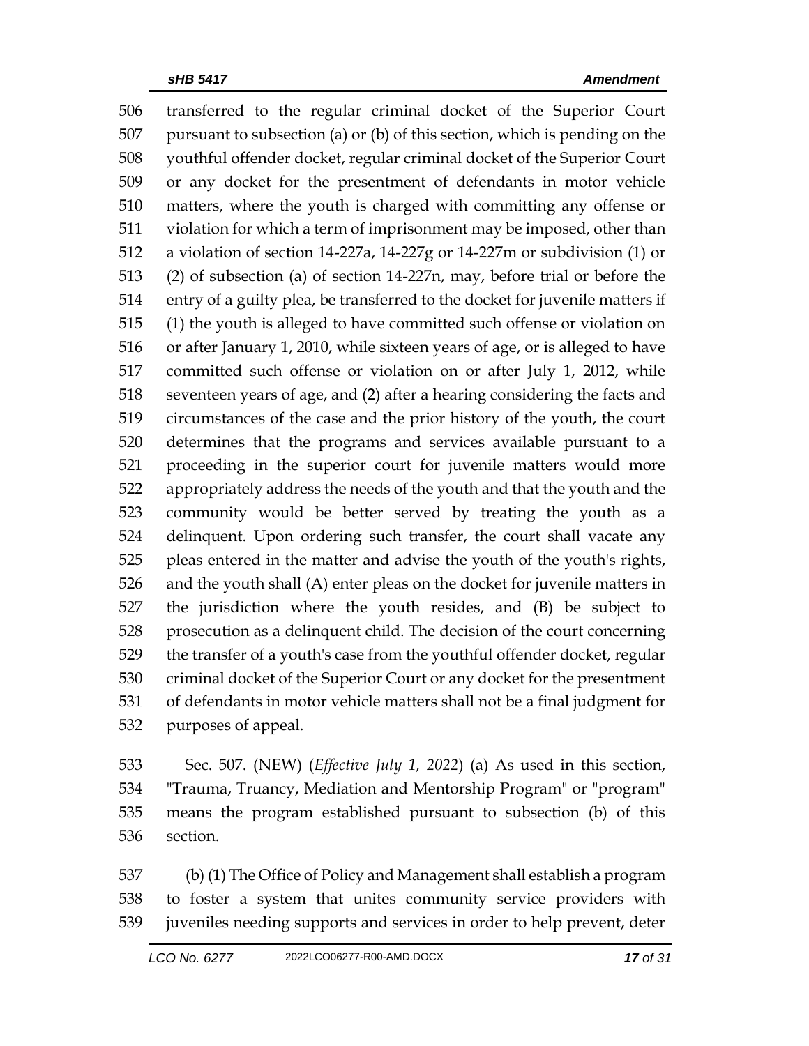transferred to the regular criminal docket of the Superior Court pursuant to subsection (a) or (b) of this section, which is pending on the youthful offender docket, regular criminal docket of the Superior Court or any docket for the presentment of defendants in motor vehicle matters, where the youth is charged with committing any offense or violation for which a term of imprisonment may be imposed, other than a violation of section 14-227a, 14-227g or 14-227m or subdivision (1) or (2) of subsection (a) of section 14-227n, may, before trial or before the entry of a guilty plea, be transferred to the docket for juvenile matters if (1) the youth is alleged to have committed such offense or violation on or after January 1, 2010, while sixteen years of age, or is alleged to have committed such offense or violation on or after July 1, 2012, while seventeen years of age, and (2) after a hearing considering the facts and circumstances of the case and the prior history of the youth, the court determines that the programs and services available pursuant to a proceeding in the superior court for juvenile matters would more appropriately address the needs of the youth and that the youth and the community would be better served by treating the youth as a delinquent. Upon ordering such transfer, the court shall vacate any pleas entered in the matter and advise the youth of the youth's rights, and the youth shall (A) enter pleas on the docket for juvenile matters in the jurisdiction where the youth resides, and (B) be subject to prosecution as a delinquent child. The decision of the court concerning the transfer of a youth's case from the youthful offender docket, regular criminal docket of the Superior Court or any docket for the presentment of defendants in motor vehicle matters shall not be a final judgment for purposes of appeal.

Sec. 507. (NEW) (*Effective July 1, 2022*) (a) As used in this section, "Trauma, Truancy, Mediation and Mentorship Program" or "program" means the program established pursuant to subsection (b) of this section.

(b) (1) The Office of Policy and Management shall establish a program to foster a system that unites community service providers with juveniles needing supports and services in order to help prevent, deter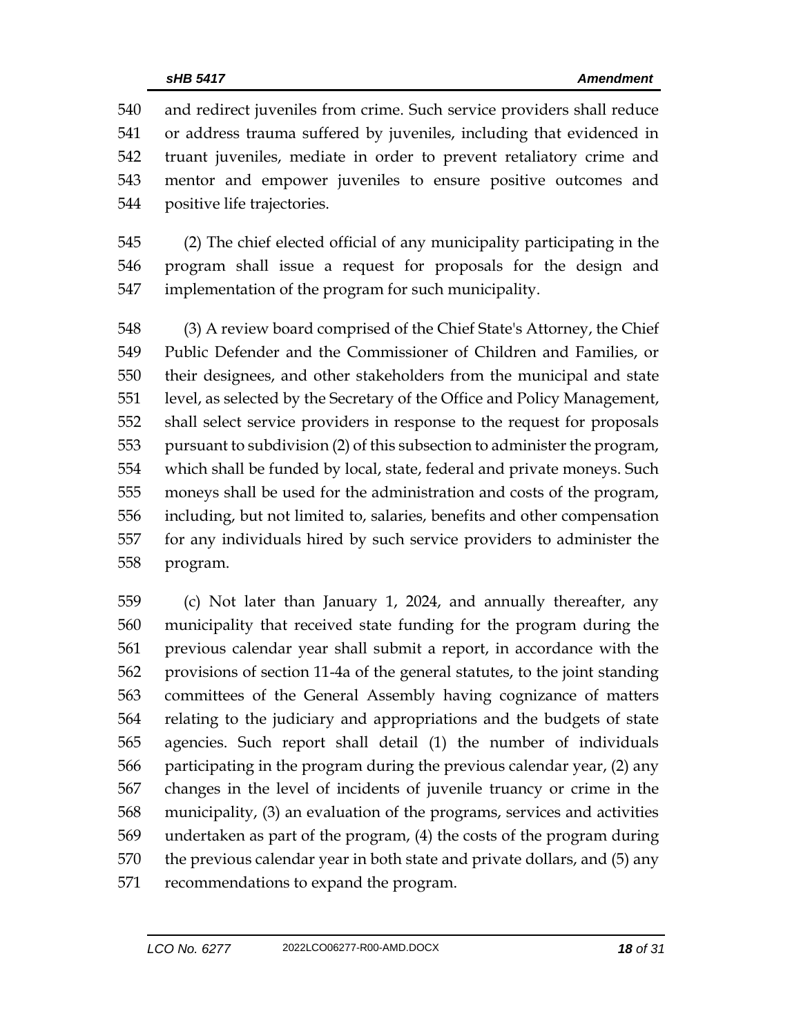and redirect juveniles from crime. Such service providers shall reduce or address trauma suffered by juveniles, including that evidenced in truant juveniles, mediate in order to prevent retaliatory crime and mentor and empower juveniles to ensure positive outcomes and positive life trajectories.

(2) The chief elected official of any municipality participating in the program shall issue a request for proposals for the design and implementation of the program for such municipality.

(3) A review board comprised of the Chief State's Attorney, the Chief Public Defender and the Commissioner of Children and Families, or their designees, and other stakeholders from the municipal and state level, as selected by the Secretary of the Office and Policy Management, shall select service providers in response to the request for proposals pursuant to subdivision (2) of this subsection to administer the program, which shall be funded by local, state, federal and private moneys. Such moneys shall be used for the administration and costs of the program, including, but not limited to, salaries, benefits and other compensation for any individuals hired by such service providers to administer the program.

(c) Not later than January 1, 2024, and annually thereafter, any municipality that received state funding for the program during the previous calendar year shall submit a report, in accordance with the provisions of section 11-4a of the general statutes, to the joint standing committees of the General Assembly having cognizance of matters relating to the judiciary and appropriations and the budgets of state agencies. Such report shall detail (1) the number of individuals participating in the program during the previous calendar year, (2) any changes in the level of incidents of juvenile truancy or crime in the municipality, (3) an evaluation of the programs, services and activities undertaken as part of the program, (4) the costs of the program during the previous calendar year in both state and private dollars, and (5) any recommendations to expand the program.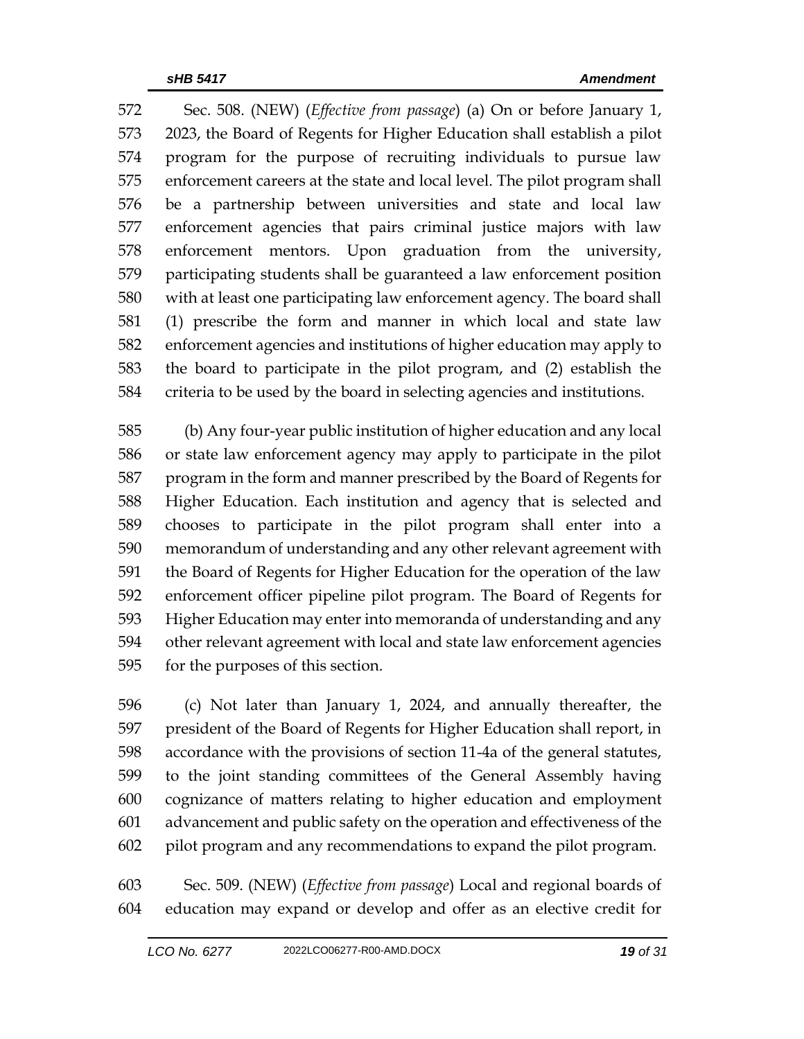Sec. 508. (NEW) (*Effective from passage*) (a) On or before January 1, 2023, the Board of Regents for Higher Education shall establish a pilot program for the purpose of recruiting individuals to pursue law enforcement careers at the state and local level. The pilot program shall be a partnership between universities and state and local law enforcement agencies that pairs criminal justice majors with law enforcement mentors. Upon graduation from the university, participating students shall be guaranteed a law enforcement position with at least one participating law enforcement agency. The board shall (1) prescribe the form and manner in which local and state law enforcement agencies and institutions of higher education may apply to the board to participate in the pilot program, and (2) establish the criteria to be used by the board in selecting agencies and institutions.

(b) Any four-year public institution of higher education and any local or state law enforcement agency may apply to participate in the pilot program in the form and manner prescribed by the Board of Regents for Higher Education. Each institution and agency that is selected and chooses to participate in the pilot program shall enter into a memorandum of understanding and any other relevant agreement with the Board of Regents for Higher Education for the operation of the law enforcement officer pipeline pilot program. The Board of Regents for Higher Education may enter into memoranda of understanding and any other relevant agreement with local and state law enforcement agencies for the purposes of this section.

(c) Not later than January 1, 2024, and annually thereafter, the president of the Board of Regents for Higher Education shall report, in accordance with the provisions of section 11-4a of the general statutes, to the joint standing committees of the General Assembly having cognizance of matters relating to higher education and employment advancement and public safety on the operation and effectiveness of the pilot program and any recommendations to expand the pilot program.

Sec. 509. (NEW) (*Effective from passage*) Local and regional boards of education may expand or develop and offer as an elective credit for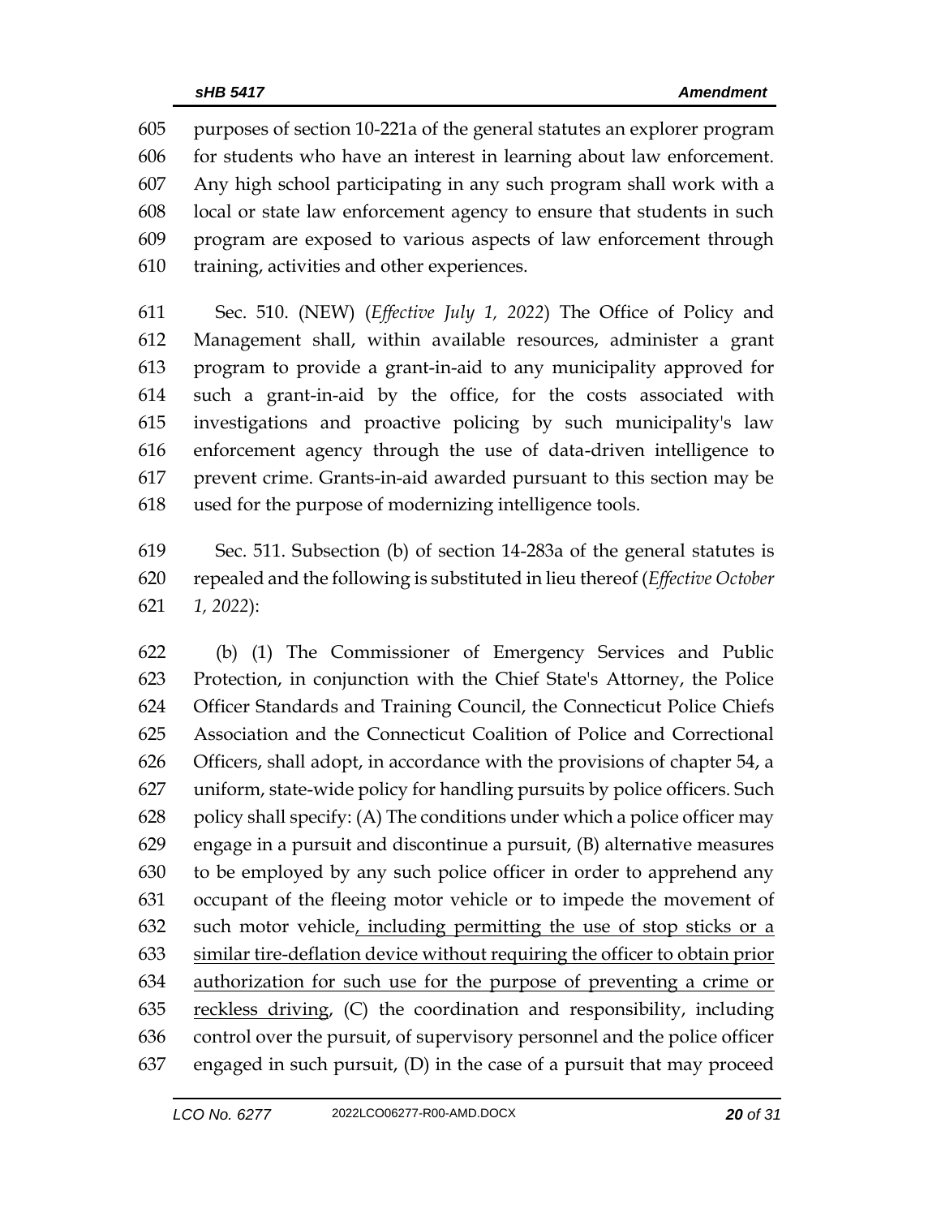purposes of section 10-221a of the general statutes an explorer program for students who have an interest in learning about law enforcement. Any high school participating in any such program shall work with a local or state law enforcement agency to ensure that students in such program are exposed to various aspects of law enforcement through training, activities and other experiences.

Sec. 510. (NEW) (*Effective July 1, 2022*) The Office of Policy and Management shall, within available resources, administer a grant program to provide a grant-in-aid to any municipality approved for such a grant-in-aid by the office, for the costs associated with investigations and proactive policing by such municipality's law enforcement agency through the use of data-driven intelligence to prevent crime. Grants-in-aid awarded pursuant to this section may be used for the purpose of modernizing intelligence tools.

Sec. 511. Subsection (b) of section 14-283a of the general statutes is repealed and the following is substituted in lieu thereof (*Effective October 1, 2022*):

(b) (1) The Commissioner of Emergency Services and Public Protection, in conjunction with the Chief State's Attorney, the Police Officer Standards and Training Council, the Connecticut Police Chiefs Association and the Connecticut Coalition of Police and Correctional Officers, shall adopt, in accordance with the provisions of chapter 54, a uniform, state-wide policy for handling pursuits by police officers. Such policy shall specify: (A) The conditions under which a police officer may engage in a pursuit and discontinue a pursuit, (B) alternative measures to be employed by any such police officer in order to apprehend any occupant of the fleeing motor vehicle or to impede the movement of such motor vehicle<u>, including permitting the use of stop sticks or a similar tire-deflation device without requiring the officer to obtain prior authorization for such use for the purpose of preventing a crime or reckless driving</u>, (C) the coordination and responsibility, including control over the pursuit, of supervisory personnel and the police officer engaged in such pursuit, (D) in the case of a pursuit that may proceed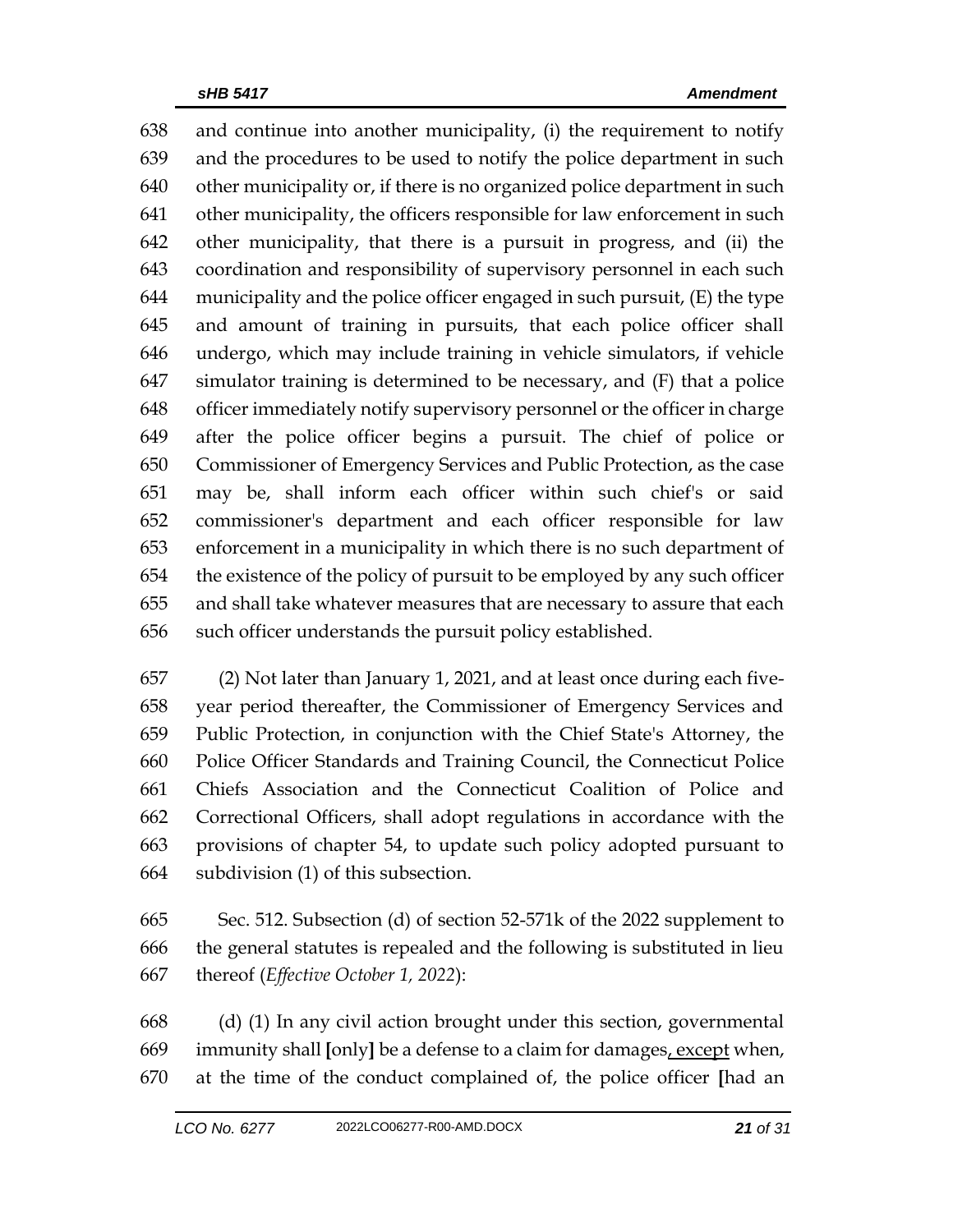and continue into another municipality, (i) the requirement to notify and the procedures to be used to notify the police department in such other municipality or, if there is no organized police department in such other municipality, the officers responsible for law enforcement in such other municipality, that there is a pursuit in progress, and (ii) the coordination and responsibility of supervisory personnel in each such municipality and the police officer engaged in such pursuit, (E) the type and amount of training in pursuits, that each police officer shall undergo, which may include training in vehicle simulators, if vehicle simulator training is determined to be necessary, and (F) that a police officer immediately notify supervisory personnel or the officer in charge after the police officer begins a pursuit. The chief of police or Commissioner of Emergency Services and Public Protection, as the case may be, shall inform each officer within such chief's or said commissioner's department and each officer responsible for law enforcement in a municipality in which there is no such department of the existence of the policy of pursuit to be employed by any such officer and shall take whatever measures that are necessary to assure that each such officer understands the pursuit policy established.

(2) Not later than January 1, 2021, and at least once during each five-year period thereafter, the Commissioner of Emergency Services and Public Protection, in conjunction with the Chief State's Attorney, the Police Officer Standards and Training Council, the Connecticut Police Chiefs Association and the Connecticut Coalition of Police and Correctional Officers, shall adopt regulations in accordance with the provisions of chapter 54, to update such policy adopted pursuant to subdivision (1) of this subsection.

Sec. 512. Subsection (d) of section 52-571k of the 2022 supplement to the general statutes is repealed and the following is substituted in lieu thereof (*Effective October 1, 2022*):

(d) (1) In any civil action brought under this section, governmental immunity shall **[**only**]** be a defense to a claim for damages<u>, except</u> when, at the time of the conduct complained of, the police officer **[**had an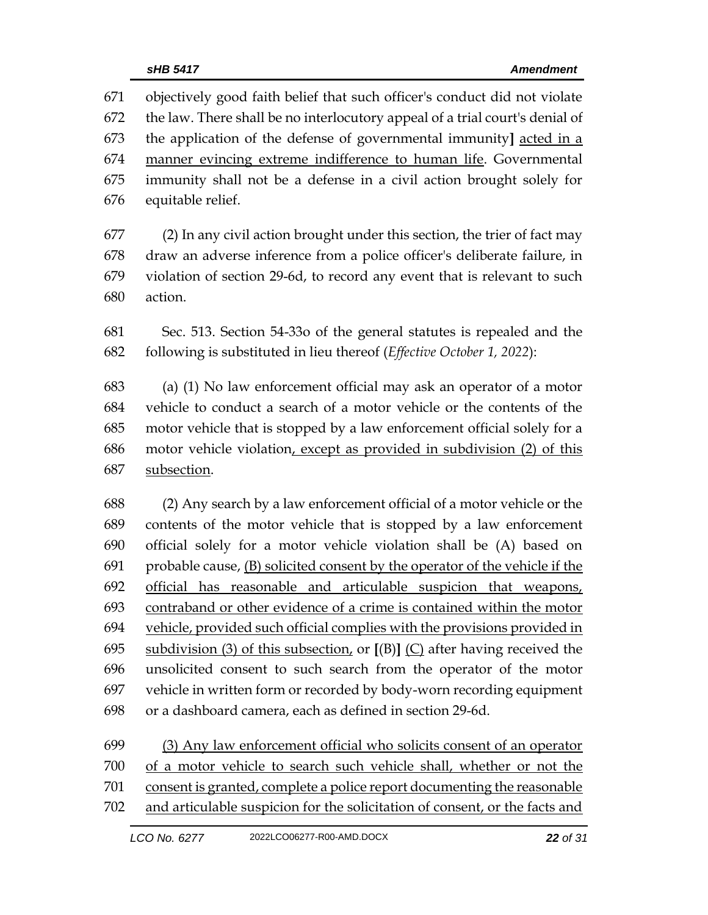objectively good faith belief that such officer's conduct did not violate the law. There shall be no interlocutory appeal of a trial court's denial of the application of the defense of governmental immunity] acted in a manner evincing extreme indifference to human life. Governmental immunity shall not be a defense in a civil action brought solely for equitable relief.

(2) In any civil action brought under this section, the trier of fact may draw an adverse inference from a police officer's deliberate failure, in violation of section 29-6d, to record any event that is relevant to such action.

Sec. 513. Section 54-33o of the general statutes is repealed and the following is substituted in lieu thereof (*Effective October 1, 2022*):

(a) (1) No law enforcement official may ask an operator of a motor vehicle to conduct a search of a motor vehicle or the contents of the motor vehicle that is stopped by a law enforcement official solely for a motor vehicle violation, except as provided in subdivision (2) of this subsection.

(2) Any search by a law enforcement official of a motor vehicle or the contents of the motor vehicle that is stopped by a law enforcement official solely for a motor vehicle violation shall be (A) based on probable cause, (B) solicited consent by the operator of the vehicle if the official has reasonable and articulable suspicion that weapons, contraband or other evidence of a crime is contained within the motor vehicle, provided such official complies with the provisions provided in subdivision (3) of this subsection, or [(B)] (C) after having received the unsolicited consent to such search from the operator of the motor vehicle in written form or recorded by body-worn recording equipment or a dashboard camera, each as defined in section 29-6d.

(3) Any law enforcement official who solicits consent of an operator of a motor vehicle to search such vehicle shall, whether or not the consent is granted, complete a police report documenting the reasonable and articulable suspicion for the solicitation of consent, or the facts and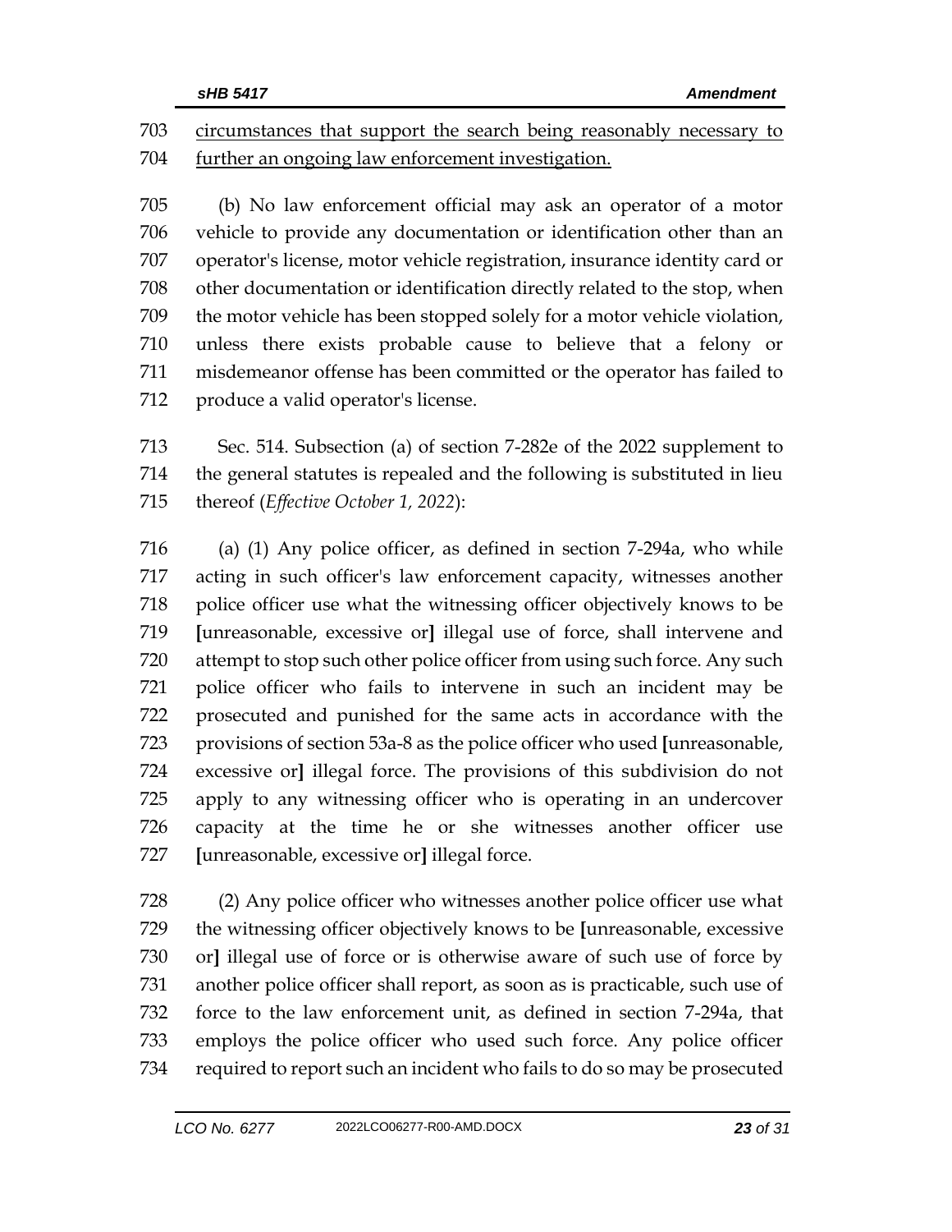703 circumstances that support the search being reasonably necessary to
704 further an ongoing law enforcement investigation.

705 (b) No law enforcement official may ask an operator of a motor
706 vehicle to provide any documentation or identification other than an
707 operator's license, motor vehicle registration, insurance identity card or
708 other documentation or identification directly related to the stop, when
709 the motor vehicle has been stopped solely for a motor vehicle violation,
710 unless there exists probable cause to believe that a felony or
711 misdemeanor offense has been committed or the operator has failed to
712 produce a valid operator's license.

713 Sec. 514. Subsection (a) of section 7-282e of the 2022 supplement to
714 the general statutes is repealed and the following is substituted in lieu
715 thereof (*Effective October 1, 2022*):

716 (a) (1) Any police officer, as defined in section 7-294a, who while
717 acting in such officer's law enforcement capacity, witnesses another
718 police officer use what the witnessing officer objectively knows to be
719 **[**unreasonable, excessive or**]** illegal use of force, shall intervene and
720 attempt to stop such other police officer from using such force. Any such
721 police officer who fails to intervene in such an incident may be
722 prosecuted and punished for the same acts in accordance with the
723 provisions of section 53a-8 as the police officer who used **[**unreasonable,
724 excessive or**]** illegal force. The provisions of this subdivision do not
725 apply to any witnessing officer who is operating in an undercover
726 capacity at the time he or she witnesses another officer use
727 **[**unreasonable, excessive or**]** illegal force.

728 (2) Any police officer who witnesses another police officer use what
729 the witnessing officer objectively knows to be **[**unreasonable, excessive
730 or**]** illegal use of force or is otherwise aware of such use of force by
731 another police officer shall report, as soon as is practicable, such use of
732 force to the law enforcement unit, as defined in section 7-294a, that
733 employs the police officer who used such force. Any police officer
734 required to report such an incident who fails to do so may be prosecuted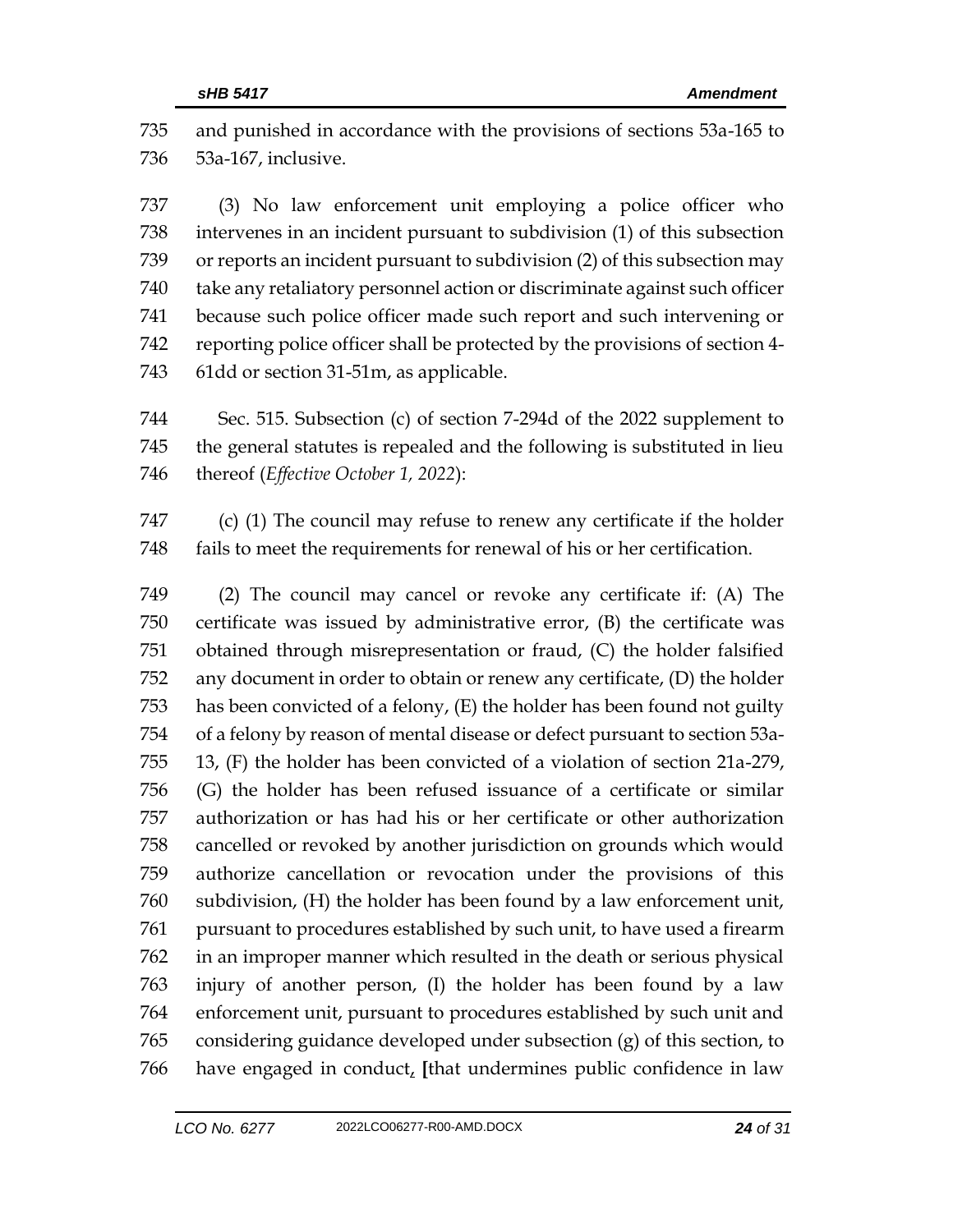and punished in accordance with the provisions of sections 53a-165 to 53a-167, inclusive.

(3) No law enforcement unit employing a police officer who intervenes in an incident pursuant to subdivision (1) of this subsection or reports an incident pursuant to subdivision (2) of this subsection may take any retaliatory personnel action or discriminate against such officer because such police officer made such report and such intervening or reporting police officer shall be protected by the provisions of section 4-61dd or section 31-51m, as applicable.

Sec. 515. Subsection (c) of section 7-294d of the 2022 supplement to the general statutes is repealed and the following is substituted in lieu thereof (*Effective October 1, 2022*):

(c) (1) The council may refuse to renew any certificate if the holder fails to meet the requirements for renewal of his or her certification.

(2) The council may cancel or revoke any certificate if: (A) The certificate was issued by administrative error, (B) the certificate was obtained through misrepresentation or fraud, (C) the holder falsified any document in order to obtain or renew any certificate, (D) the holder has been convicted of a felony, (E) the holder has been found not guilty of a felony by reason of mental disease or defect pursuant to section 53a-13, (F) the holder has been convicted of a violation of section 21a-279, (G) the holder has been refused issuance of a certificate or similar authorization or has had his or her certificate or other authorization cancelled or revoked by another jurisdiction on grounds which would authorize cancellation or revocation under the provisions of this subdivision, (H) the holder has been found by a law enforcement unit, pursuant to procedures established by such unit, to have used a firearm in an improper manner which resulted in the death or serious physical injury of another person, (I) the holder has been found by a law enforcement unit, pursuant to procedures established by such unit and considering guidance developed under subsection (g) of this section, to have engaged in conduct, [that undermines public confidence in law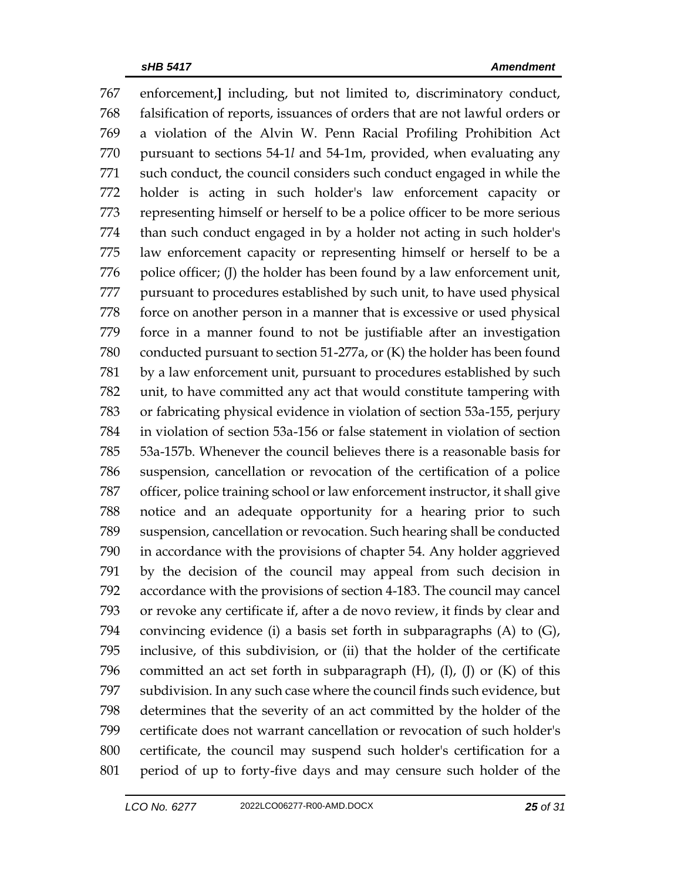767 enforcement,] including, but not limited to, discriminatory conduct,
768 falsification of reports, issuances of orders that are not lawful orders or
769 a violation of the Alvin W. Penn Racial Profiling Prohibition Act
770 pursuant to sections 54-1*l* and 54-1m, provided, when evaluating any
771 such conduct, the council considers such conduct engaged in while the
772 holder is acting in such holder's law enforcement capacity or
773 representing himself or herself to be a police officer to be more serious
774 than such conduct engaged in by a holder not acting in such holder's
775 law enforcement capacity or representing himself or herself to be a
776 police officer; (J) the holder has been found by a law enforcement unit,
777 pursuant to procedures established by such unit, to have used physical
778 force on another person in a manner that is excessive or used physical
779 force in a manner found to not be justifiable after an investigation
780 conducted pursuant to section 51-277a, or (K) the holder has been found
781 by a law enforcement unit, pursuant to procedures established by such
782 unit, to have committed any act that would constitute tampering with
783 or fabricating physical evidence in violation of section 53a-155, perjury
784 in violation of section 53a-156 or false statement in violation of section
785 53a-157b. Whenever the council believes there is a reasonable basis for
786 suspension, cancellation or revocation of the certification of a police
787 officer, police training school or law enforcement instructor, it shall give
788 notice and an adequate opportunity for a hearing prior to such
789 suspension, cancellation or revocation. Such hearing shall be conducted
790 in accordance with the provisions of chapter 54. Any holder aggrieved
791 by the decision of the council may appeal from such decision in
792 accordance with the provisions of section 4-183. The council may cancel
793 or revoke any certificate if, after a de novo review, it finds by clear and
794 convincing evidence (i) a basis set forth in subparagraphs (A) to (G),
795 inclusive, of this subdivision, or (ii) that the holder of the certificate
796 committed an act set forth in subparagraph (H), (I), (J) or (K) of this
797 subdivision. In any such case where the council finds such evidence, but
798 determines that the severity of an act committed by the holder of the
799 certificate does not warrant cancellation or revocation of such holder's
800 certificate, the council may suspend such holder's certification for a
801 period of up to forty-five days and may censure such holder of the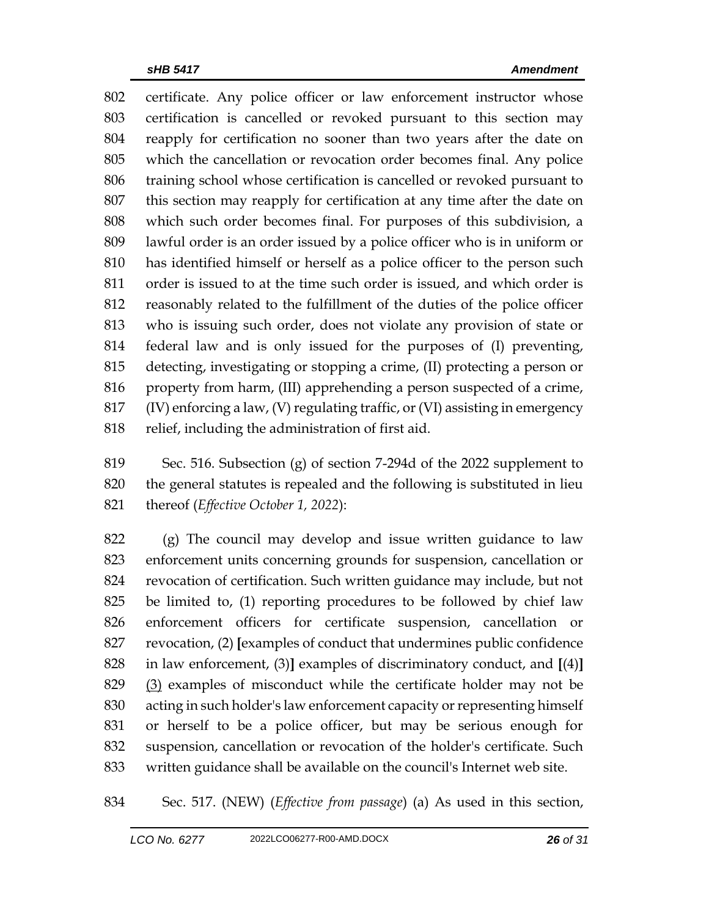802 certificate. Any police officer or law enforcement instructor whose
803 certification is cancelled or revoked pursuant to this section may
804 reapply for certification no sooner than two years after the date on
805 which the cancellation or revocation order becomes final. Any police
806 training school whose certification is cancelled or revoked pursuant to
807 this section may reapply for certification at any time after the date on
808 which such order becomes final. For purposes of this subdivision, a
809 lawful order is an order issued by a police officer who is in uniform or
810 has identified himself or herself as a police officer to the person such
811 order is issued to at the time such order is issued, and which order is
812 reasonably related to the fulfillment of the duties of the police officer
813 who is issuing such order, does not violate any provision of state or
814 federal law and is only issued for the purposes of (I) preventing,
815 detecting, investigating or stopping a crime, (II) protecting a person or
816 property from harm, (III) apprehending a person suspected of a crime,
817 (IV) enforcing a law, (V) regulating traffic, or (VI) assisting in emergency
818 relief, including the administration of first aid.

819 Sec. 516. Subsection (g) of section 7-294d of the 2022 supplement to
820 the general statutes is repealed and the following is substituted in lieu
821 thereof (*Effective October 1, 2022*):

822 (g) The council may develop and issue written guidance to law
823 enforcement units concerning grounds for suspension, cancellation or
824 revocation of certification. Such written guidance may include, but not
825 be limited to, (1) reporting procedures to be followed by chief law
826 enforcement officers for certificate suspension, cancellation or
827 revocation, (2) **[**examples of conduct that undermines public confidence
828 in law enforcement, (3)**]** examples of discriminatory conduct, and **[**(4)**]**
829 <u>(3)</u> examples of misconduct while the certificate holder may not be
830 acting in such holder's law enforcement capacity or representing himself
831 or herself to be a police officer, but may be serious enough for
832 suspension, cancellation or revocation of the holder's certificate. Such
833 written guidance shall be available on the council's Internet web site.

834 Sec. 517. (NEW) (*Effective from passage*) (a) As used in this section,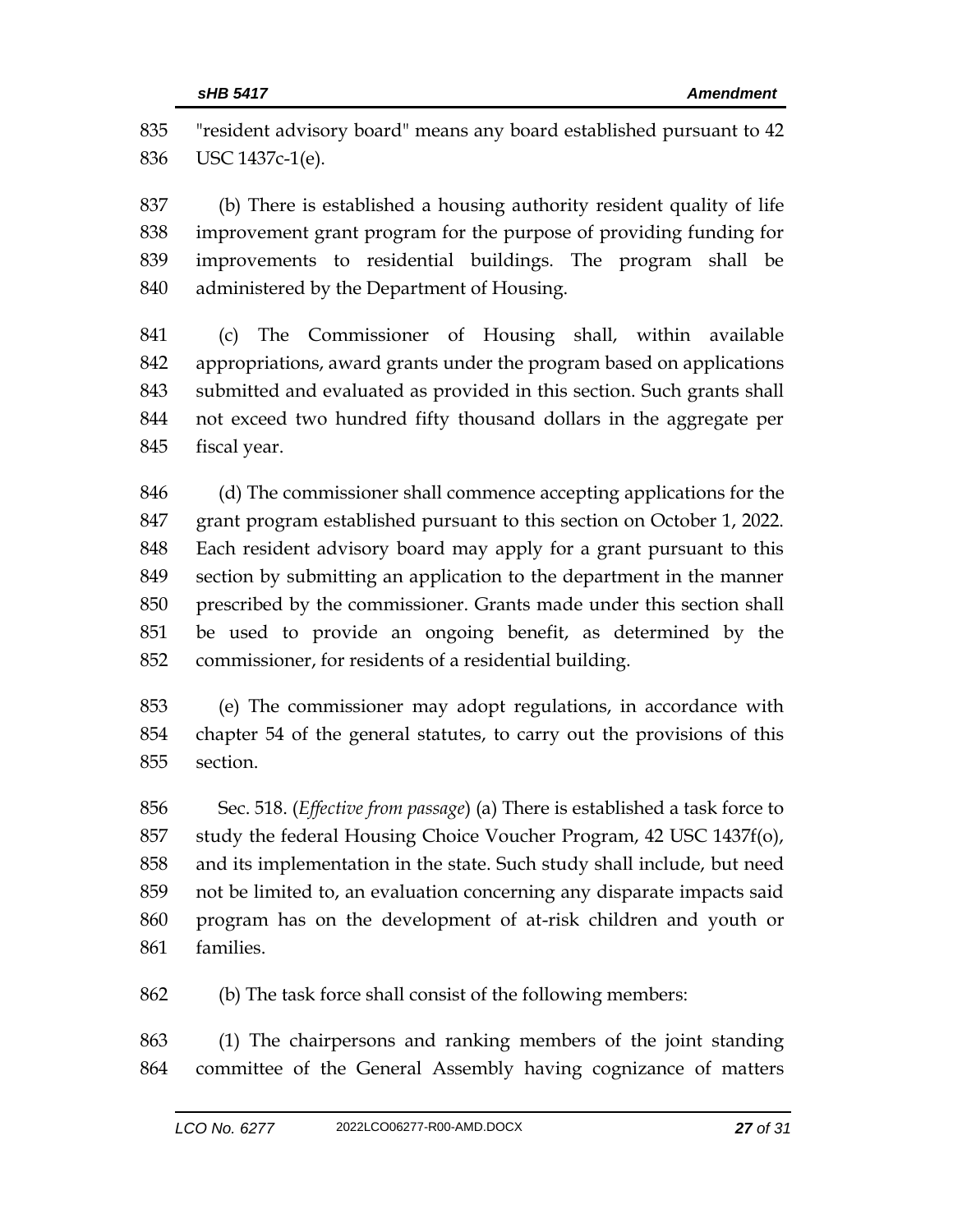"resident advisory board" means any board established pursuant to 42 USC 1437c-1(e).

(b) There is established a housing authority resident quality of life improvement grant program for the purpose of providing funding for improvements to residential buildings. The program shall be administered by the Department of Housing.

(c) The Commissioner of Housing shall, within available appropriations, award grants under the program based on applications submitted and evaluated as provided in this section. Such grants shall not exceed two hundred fifty thousand dollars in the aggregate per fiscal year.

(d) The commissioner shall commence accepting applications for the grant program established pursuant to this section on October 1, 2022. Each resident advisory board may apply for a grant pursuant to this section by submitting an application to the department in the manner prescribed by the commissioner. Grants made under this section shall be used to provide an ongoing benefit, as determined by the commissioner, for residents of a residential building.

(e) The commissioner may adopt regulations, in accordance with chapter 54 of the general statutes, to carry out the provisions of this section.

Sec. 518. (*Effective from passage*) (a) There is established a task force to study the federal Housing Choice Voucher Program, 42 USC 1437f(o), and its implementation in the state. Such study shall include, but need not be limited to, an evaluation concerning any disparate impacts said program has on the development of at-risk children and youth or families.

(b) The task force shall consist of the following members:

(1) The chairpersons and ranking members of the joint standing committee of the General Assembly having cognizance of matters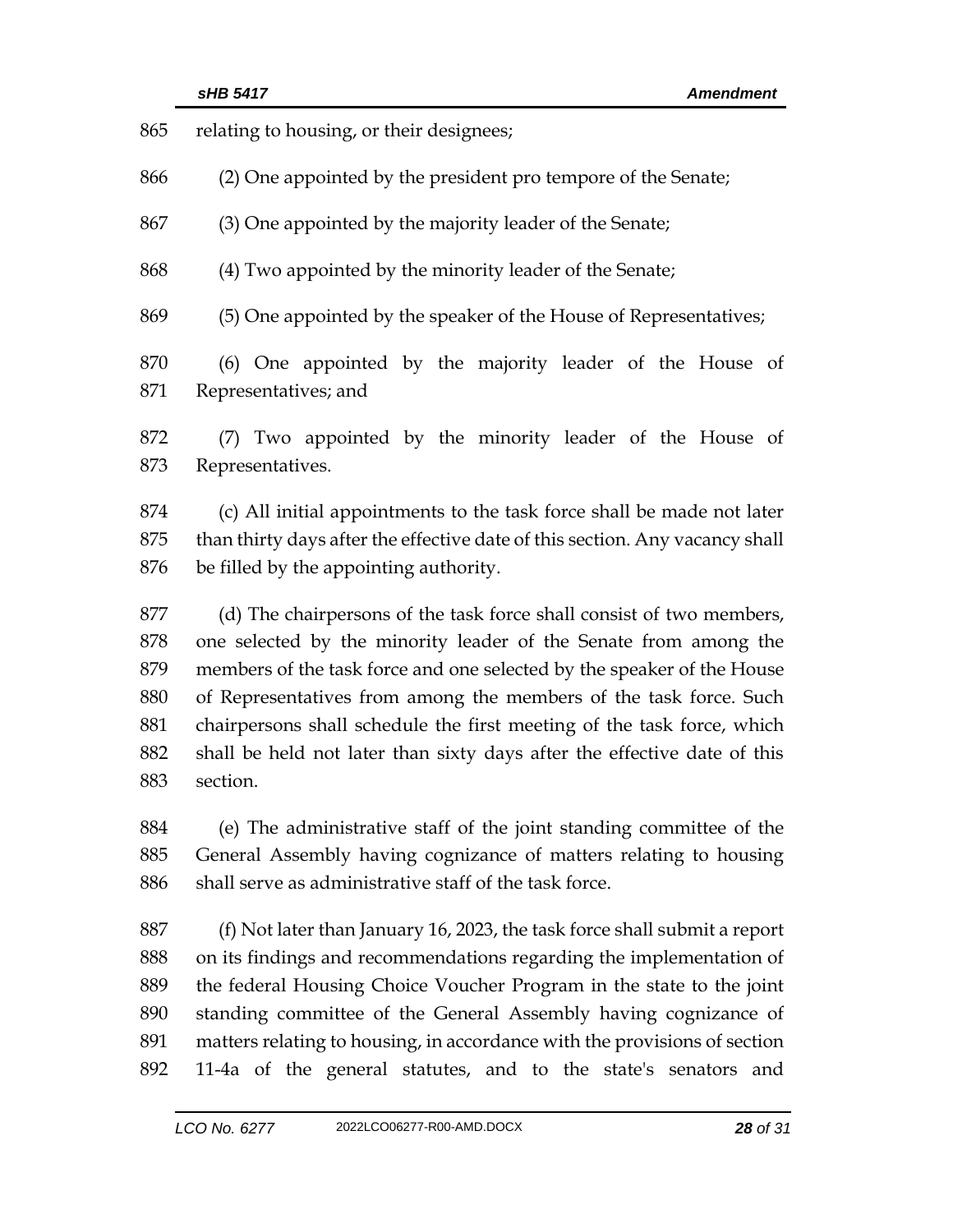relating to housing, or their designees;

(2) One appointed by the president pro tempore of the Senate;

(3) One appointed by the majority leader of the Senate;

(4) Two appointed by the minority leader of the Senate;

(5) One appointed by the speaker of the House of Representatives;

(6) One appointed by the majority leader of the House of Representatives; and

(7) Two appointed by the minority leader of the House of Representatives.

(c) All initial appointments to the task force shall be made not later than thirty days after the effective date of this section. Any vacancy shall be filled by the appointing authority.

(d) The chairpersons of the task force shall consist of two members, one selected by the minority leader of the Senate from among the members of the task force and one selected by the speaker of the House of Representatives from among the members of the task force. Such chairpersons shall schedule the first meeting of the task force, which shall be held not later than sixty days after the effective date of this section.

(e) The administrative staff of the joint standing committee of the General Assembly having cognizance of matters relating to housing shall serve as administrative staff of the task force.

(f) Not later than January 16, 2023, the task force shall submit a report on its findings and recommendations regarding the implementation of the federal Housing Choice Voucher Program in the state to the joint standing committee of the General Assembly having cognizance of matters relating to housing, in accordance with the provisions of section 11-4a of the general statutes, and to the state's senators and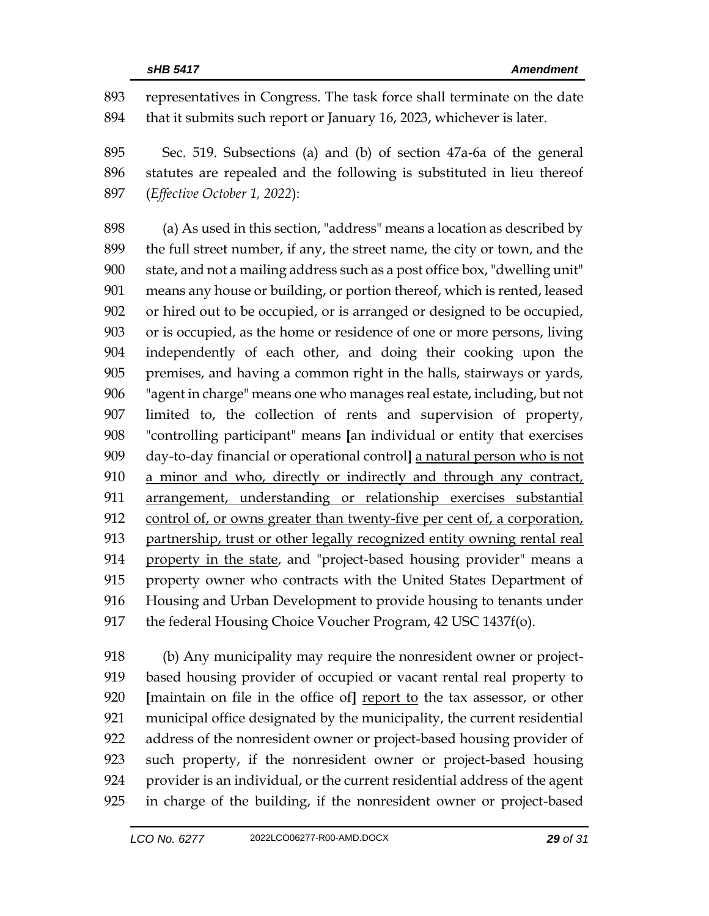representatives in Congress. The task force shall terminate on the date that it submits such report or January 16, 2023, whichever is later.

Sec. 519. Subsections (a) and (b) of section 47a-6a of the general statutes are repealed and the following is substituted in lieu thereof (*Effective October 1, 2022*):

(a) As used in this section, "address" means a location as described by the full street number, if any, the street name, the city or town, and the state, and not a mailing address such as a post office box, "dwelling unit" means any house or building, or portion thereof, which is rented, leased or hired out to be occupied, or is arranged or designed to be occupied, or is occupied, as the home or residence of one or more persons, living independently of each other, and doing their cooking upon the premises, and having a common right in the halls, stairways or yards, "agent in charge" means one who manages real estate, including, but not limited to, the collection of rents and supervision of property, "controlling participant" means **[**an individual or entity that exercises day-to-day financial or operational control**]** <u>a natural person who is not a minor and who, directly or indirectly and through any contract, arrangement, understanding or relationship exercises substantial control of, or owns greater than twenty-five per cent of, a corporation, partnership, trust or other legally recognized entity owning rental real property in the state</u>, and "project-based housing provider" means a property owner who contracts with the United States Department of Housing and Urban Development to provide housing to tenants under the federal Housing Choice Voucher Program, 42 USC 1437f(o).

(b) Any municipality may require the nonresident owner or project-based housing provider of occupied or vacant rental real property to **[**maintain on file in the office of**]** <u>report to</u> the tax assessor, or other municipal office designated by the municipality, the current residential address of the nonresident owner or project-based housing provider of such property, if the nonresident owner or project-based housing provider is an individual, or the current residential address of the agent in charge of the building, if the nonresident owner or project-based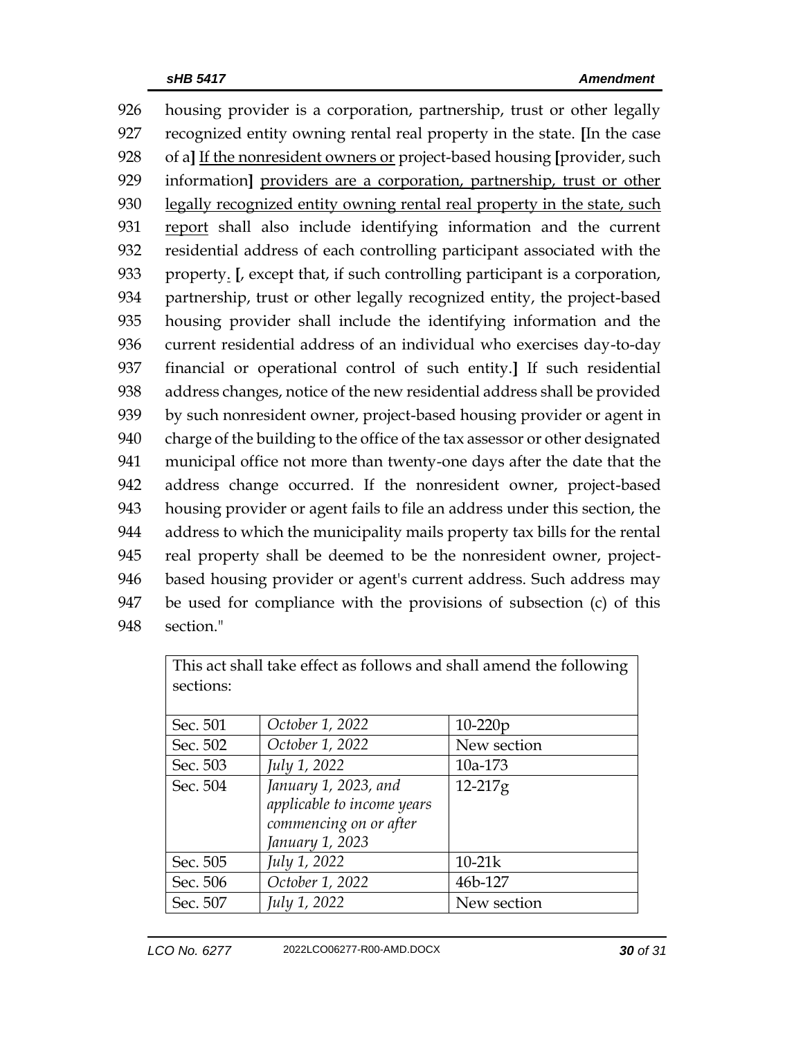926 housing provider is a corporation, partnership, trust or other legally
927 recognized entity owning rental real property in the state. [In the case
928 of a] <u>If the nonresident owners or</u> project-based housing [provider, such
929 information] <u>providers are a corporation, partnership, trust or other</u>
930 <u>legally recognized entity owning rental real property in the state, such</u>
931 <u>report</u> shall also include identifying information and the current
932 residential address of each controlling participant associated with the
933 property<u>.</u> [, except that, if such controlling participant is a corporation,
934 partnership, trust or other legally recognized entity, the project-based
935 housing provider shall include the identifying information and the
936 current residential address of an individual who exercises day-to-day
937 financial or operational control of such entity.] If such residential
938 address changes, notice of the new residential address shall be provided
939 by such nonresident owner, project-based housing provider or agent in
940 charge of the building to the office of the tax assessor or other designated
941 municipal office not more than twenty-one days after the date that the
942 address change occurred. If the nonresident owner, project-based
943 housing provider or agent fails to file an address under this section, the
944 address to which the municipality mails property tax bills for the rental
945 real property shall be deemed to be the nonresident owner, project-
946 based housing provider or agent's current address. Such address may
947 be used for compliance with the provisions of subsection (c) of this
948 section."

| This act shall take effect as follows and shall amend the following sections: | | |
|---|---|---|
| Sec. 501 | *October 1, 2022* | 10-220p |
| Sec. 502 | *October 1, 2022* | New section |
| Sec. 503 | *July 1, 2022* | 10a-173 |
| Sec. 504 | *January 1, 2023, and applicable to income years commencing on or after January 1, 2023* | 12-217g |
| Sec. 505 | *July 1, 2022* | 10-21k |
| Sec. 506 | *October 1, 2022* | 46b-127 |
| Sec. 507 | *July 1, 2022* | New section |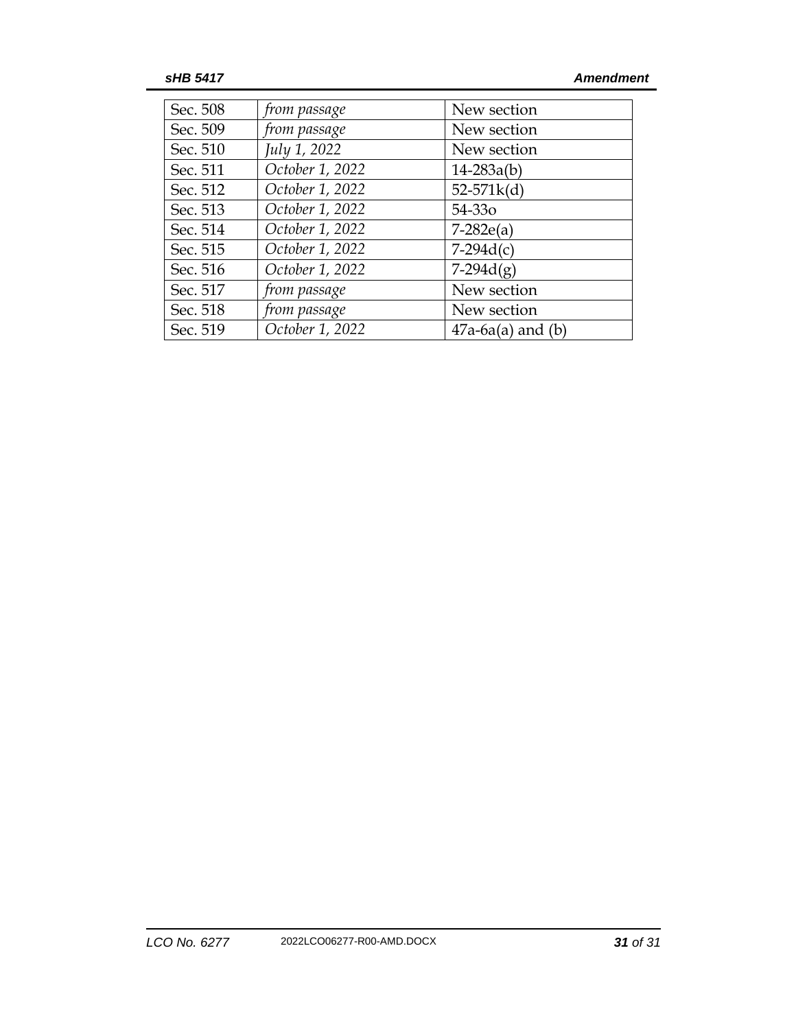| | | |
|---|---|---|
| Sec. 508 | *from passage* | New section |
| Sec. 509 | *from passage* | New section |
| Sec. 510 | *July 1, 2022* | New section |
| Sec. 511 | *October 1, 2022* | 14-283a(b) |
| Sec. 512 | *October 1, 2022* | 52-571k(d) |
| Sec. 513 | *October 1, 2022* | 54-33o |
| Sec. 514 | *October 1, 2022* | 7-282e(a) |
| Sec. 515 | *October 1, 2022* | 7-294d(c) |
| Sec. 516 | *October 1, 2022* | 7-294d(g) |
| Sec. 517 | *from passage* | New section |
| Sec. 518 | *from passage* | New section |
| Sec. 519 | *October 1, 2022* | 47a-6a(a) and (b) |